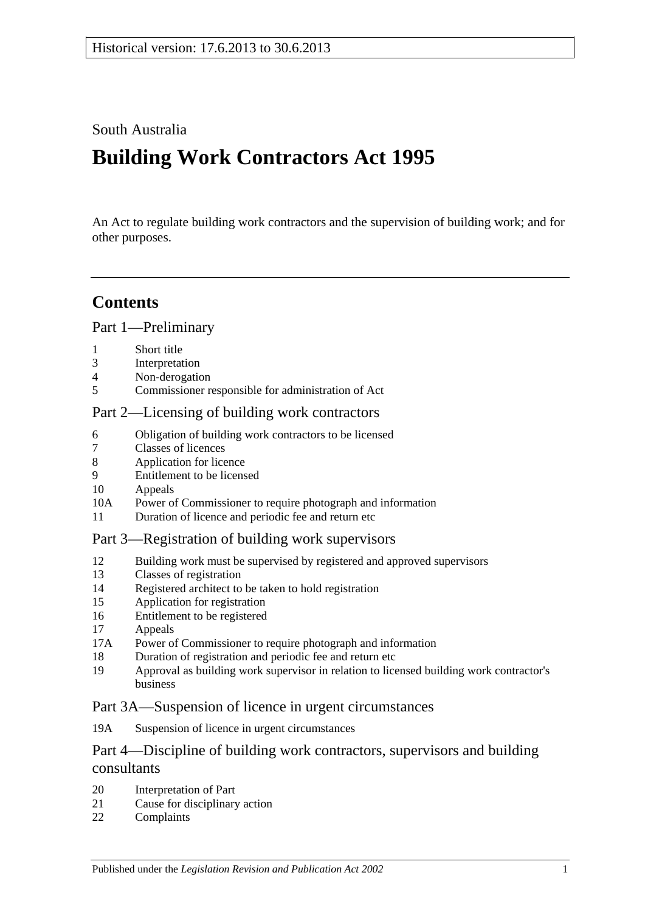South Australia

# Building Work Contractors Act 1995

An Act to regulate building work contractors and the supervision of building work; and for other purposes.

## Contents

### Part 1—Preliminary

1 Short title
3 Interpretation
4 Non-derogation
5 Commissioner responsible for administration of Act

### Part 2—Licensing of building work contractors

6 Obligation of building work contractors to be licensed
7 Classes of licences
8 Application for licence
9 Entitlement to be licensed
10 Appeals
10A Power of Commissioner to require photograph and information
11 Duration of licence and periodic fee and return etc

### Part 3—Registration of building work supervisors

12 Building work must be supervised by registered and approved supervisors
13 Classes of registration
14 Registered architect to be taken to hold registration
15 Application for registration
16 Entitlement to be registered
17 Appeals
17A Power of Commissioner to require photograph and information
18 Duration of registration and periodic fee and return etc
19 Approval as building work supervisor in relation to licensed building work contractor's business

### Part 3A—Suspension of licence in urgent circumstances

19A Suspension of licence in urgent circumstances

### Part 4—Discipline of building work contractors, supervisors and building consultants

20 Interpretation of Part
21 Cause for disciplinary action
22 Complaints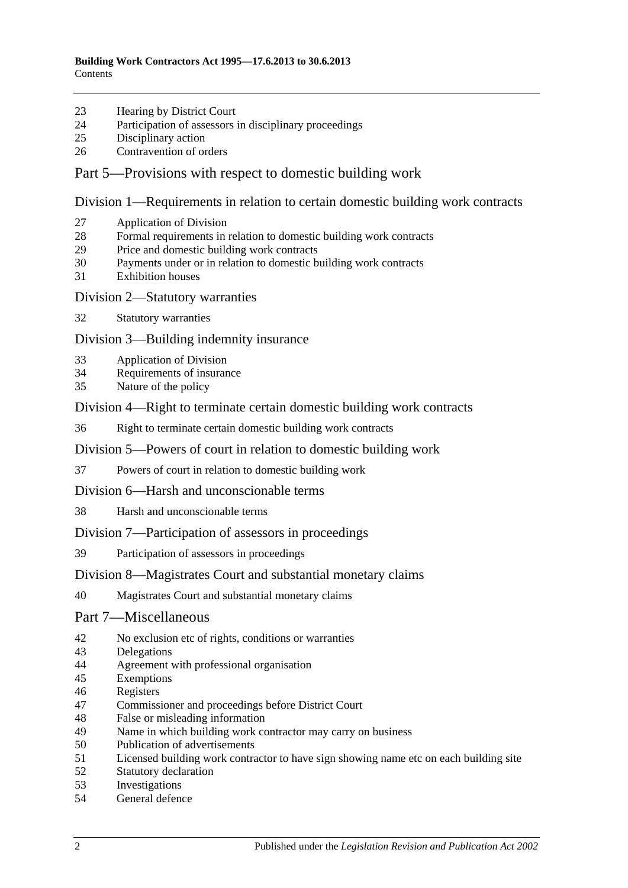23 Hearing by District Court
24 Participation of assessors in disciplinary proceedings
25 Disciplinary action
26 Contravention of orders

## Part 5—Provisions with respect to domestic building work

### Division 1—Requirements in relation to certain domestic building work contracts

27 Application of Division
28 Formal requirements in relation to domestic building work contracts
29 Price and domestic building work contracts
30 Payments under or in relation to domestic building work contracts
31 Exhibition houses

### Division 2—Statutory warranties

32 Statutory warranties

### Division 3—Building indemnity insurance

33 Application of Division
34 Requirements of insurance
35 Nature of the policy

### Division 4—Right to terminate certain domestic building work contracts

36 Right to terminate certain domestic building work contracts

### Division 5—Powers of court in relation to domestic building work

37 Powers of court in relation to domestic building work

### Division 6—Harsh and unconscionable terms

38 Harsh and unconscionable terms

### Division 7—Participation of assessors in proceedings

39 Participation of assessors in proceedings

### Division 8—Magistrates Court and substantial monetary claims

40 Magistrates Court and substantial monetary claims

## Part 7—Miscellaneous

42 No exclusion etc of rights, conditions or warranties
43 Delegations
44 Agreement with professional organisation
45 Exemptions
46 Registers
47 Commissioner and proceedings before District Court
48 False or misleading information
49 Name in which building work contractor may carry on business
50 Publication of advertisements
51 Licensed building work contractor to have sign showing name etc on each building site
52 Statutory declaration
53 Investigations
54 General defence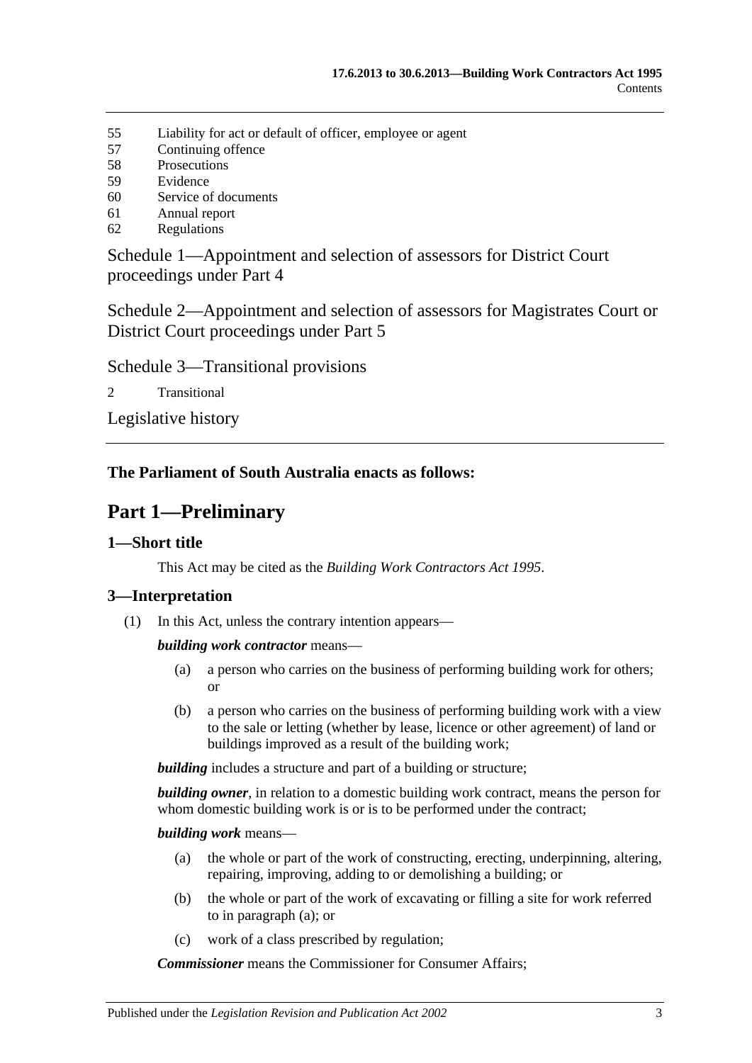55 Liability for act or default of officer, employee or agent
57 Continuing offence
58 Prosecutions
59 Evidence
60 Service of documents
61 Annual report
62 Regulations

Schedule 1—Appointment and selection of assessors for District Court proceedings under Part 4

Schedule 2—Appointment and selection of assessors for Magistrates Court or District Court proceedings under Part 5

Schedule 3—Transitional provisions

2 Transitional

Legislative history

---

**The Parliament of South Australia enacts as follows:**

# Part 1—Preliminary

## 1—Short title

This Act may be cited as the *Building Work Contractors Act 1995*.

## 3—Interpretation

(1) In this Act, unless the contrary intention appears—

***building work contractor*** means—

(a) a person who carries on the business of performing building work for others; or

(b) a person who carries on the business of performing building work with a view to the sale or letting (whether by lease, licence or other agreement) of land or buildings improved as a result of the building work;

***building*** includes a structure and part of a building or structure;

***building owner***, in relation to a domestic building work contract, means the person for whom domestic building work is or is to be performed under the contract;

***building work*** means—

(a) the whole or part of the work of constructing, erecting, underpinning, altering, repairing, improving, adding to or demolishing a building; or

(b) the whole or part of the work of excavating or filling a site for work referred to in paragraph (a); or

(c) work of a class prescribed by regulation;

***Commissioner*** means the Commissioner for Consumer Affairs;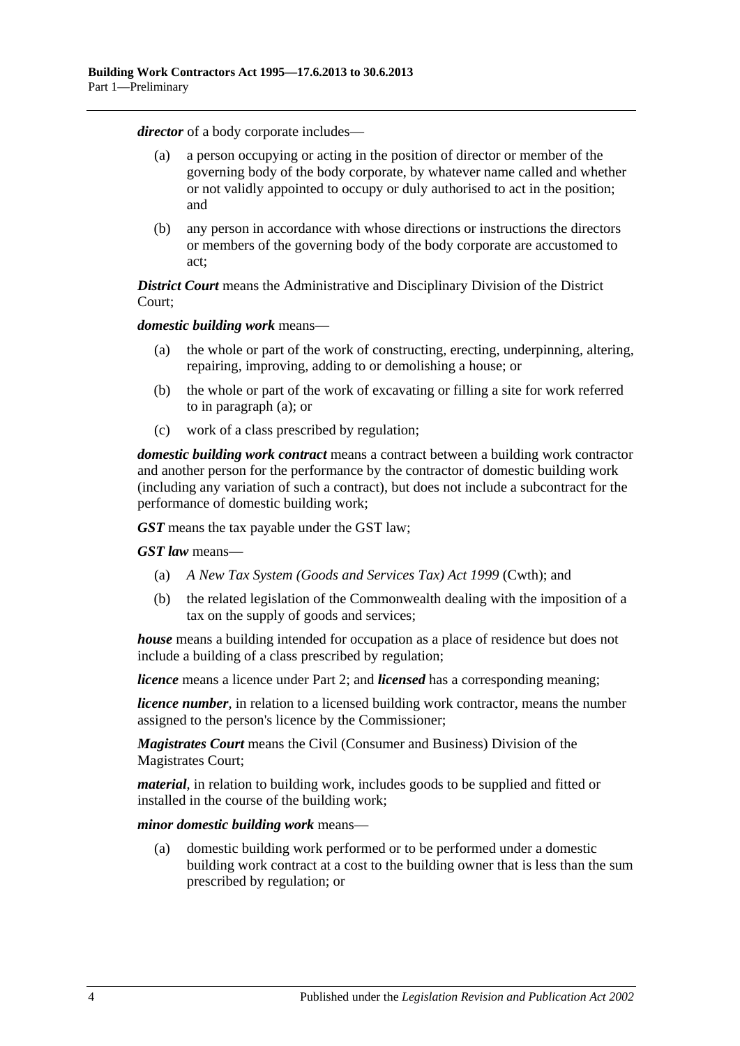***director*** of a body corporate includes—

- (a) a person occupying or acting in the position of director or member of the governing body of the body corporate, by whatever name called and whether or not validly appointed to occupy or duly authorised to act in the position; and
- (b) any person in accordance with whose directions or instructions the directors or members of the governing body of the body corporate are accustomed to act;

***District Court*** means the Administrative and Disciplinary Division of the District Court;

***domestic building work*** means—

- (a) the whole or part of the work of constructing, erecting, underpinning, altering, repairing, improving, adding to or demolishing a house; or
- (b) the whole or part of the work of excavating or filling a site for work referred to in paragraph (a); or
- (c) work of a class prescribed by regulation;

***domestic building work contract*** means a contract between a building work contractor and another person for the performance by the contractor of domestic building work (including any variation of such a contract), but does not include a subcontract for the performance of domestic building work;

***GST*** means the tax payable under the GST law;

***GST law*** means—

- (a) *A New Tax System (Goods and Services Tax) Act 1999* (Cwth); and
- (b) the related legislation of the Commonwealth dealing with the imposition of a tax on the supply of goods and services;

***house*** means a building intended for occupation as a place of residence but does not include a building of a class prescribed by regulation;

***licence*** means a licence under Part 2; and ***licensed*** has a corresponding meaning;

***licence number***, in relation to a licensed building work contractor, means the number assigned to the person's licence by the Commissioner;

***Magistrates Court*** means the Civil (Consumer and Business) Division of the Magistrates Court;

***material***, in relation to building work, includes goods to be supplied and fitted or installed in the course of the building work;

***minor domestic building work*** means—

- (a) domestic building work performed or to be performed under a domestic building work contract at a cost to the building owner that is less than the sum prescribed by regulation; or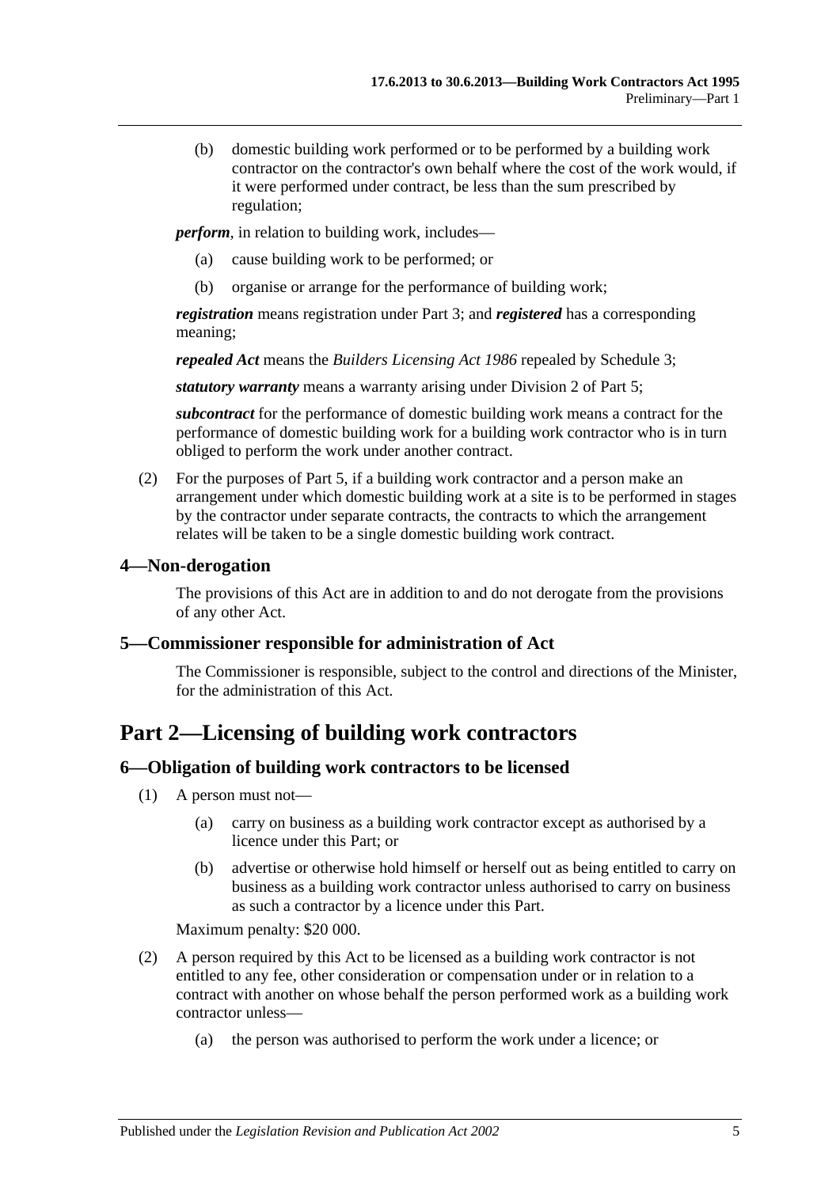(b) domestic building work performed or to be performed by a building work contractor on the contractor's own behalf where the cost of the work would, if it were performed under contract, be less than the sum prescribed by regulation;

***perform***, in relation to building work, includes—

(a) cause building work to be performed; or

(b) organise or arrange for the performance of building work;

***registration*** means registration under Part 3; and ***registered*** has a corresponding meaning;

***repealed Act*** means the *Builders Licensing Act 1986* repealed by Schedule 3;

***statutory warranty*** means a warranty arising under Division 2 of Part 5;

***subcontract*** for the performance of domestic building work means a contract for the performance of domestic building work for a building work contractor who is in turn obliged to perform the work under another contract.

(2) For the purposes of Part 5, if a building work contractor and a person make an arrangement under which domestic building work at a site is to be performed in stages by the contractor under separate contracts, the contracts to which the arrangement relates will be taken to be a single domestic building work contract.

### 4—Non-derogation

The provisions of this Act are in addition to and do not derogate from the provisions of any other Act.

### 5—Commissioner responsible for administration of Act

The Commissioner is responsible, subject to the control and directions of the Minister, for the administration of this Act.

## Part 2—Licensing of building work contractors

### 6—Obligation of building work contractors to be licensed

(1) A person must not—

(a) carry on business as a building work contractor except as authorised by a licence under this Part; or

(b) advertise or otherwise hold himself or herself out as being entitled to carry on business as a building work contractor unless authorised to carry on business as such a contractor by a licence under this Part.

Maximum penalty: $20 000.

(2) A person required by this Act to be licensed as a building work contractor is not entitled to any fee, other consideration or compensation under or in relation to a contract with another on whose behalf the person performed work as a building work contractor unless—

(a) the person was authorised to perform the work under a licence; or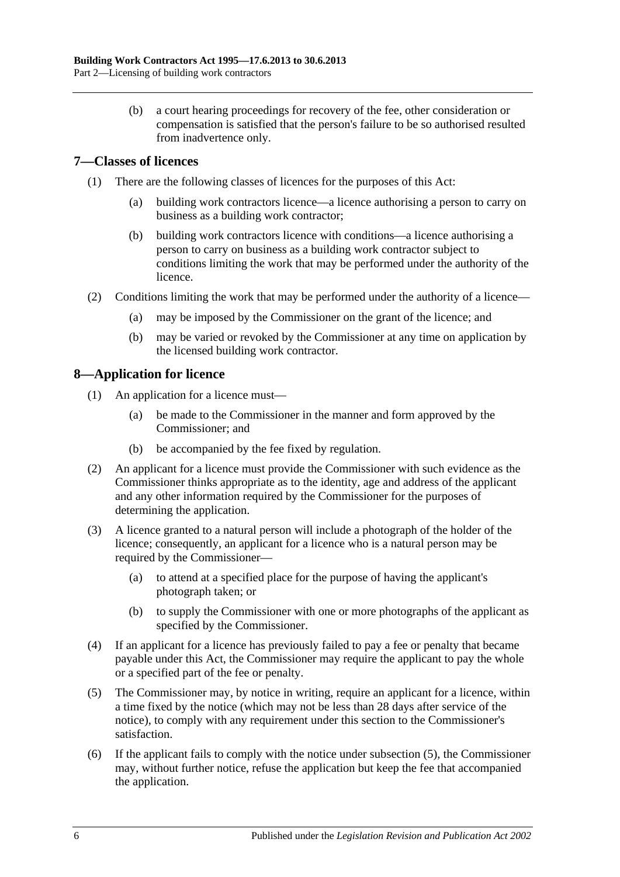(b) a court hearing proceedings for recovery of the fee, other consideration or compensation is satisfied that the person's failure to be so authorised resulted from inadvertence only.

## 7—Classes of licences

(1) There are the following classes of licences for the purposes of this Act:

(a) building work contractors licence—a licence authorising a person to carry on business as a building work contractor;

(b) building work contractors licence with conditions—a licence authorising a person to carry on business as a building work contractor subject to conditions limiting the work that may be performed under the authority of the licence.

(2) Conditions limiting the work that may be performed under the authority of a licence—

(a) may be imposed by the Commissioner on the grant of the licence; and

(b) may be varied or revoked by the Commissioner at any time on application by the licensed building work contractor.

## 8—Application for licence

(1) An application for a licence must—

(a) be made to the Commissioner in the manner and form approved by the Commissioner; and

(b) be accompanied by the fee fixed by regulation.

(2) An applicant for a licence must provide the Commissioner with such evidence as the Commissioner thinks appropriate as to the identity, age and address of the applicant and any other information required by the Commissioner for the purposes of determining the application.

(3) A licence granted to a natural person will include a photograph of the holder of the licence; consequently, an applicant for a licence who is a natural person may be required by the Commissioner—

(a) to attend at a specified place for the purpose of having the applicant's photograph taken; or

(b) to supply the Commissioner with one or more photographs of the applicant as specified by the Commissioner.

(4) If an applicant for a licence has previously failed to pay a fee or penalty that became payable under this Act, the Commissioner may require the applicant to pay the whole or a specified part of the fee or penalty.

(5) The Commissioner may, by notice in writing, require an applicant for a licence, within a time fixed by the notice (which may not be less than 28 days after service of the notice), to comply with any requirement under this section to the Commissioner's satisfaction.

(6) If the applicant fails to comply with the notice under subsection (5), the Commissioner may, without further notice, refuse the application but keep the fee that accompanied the application.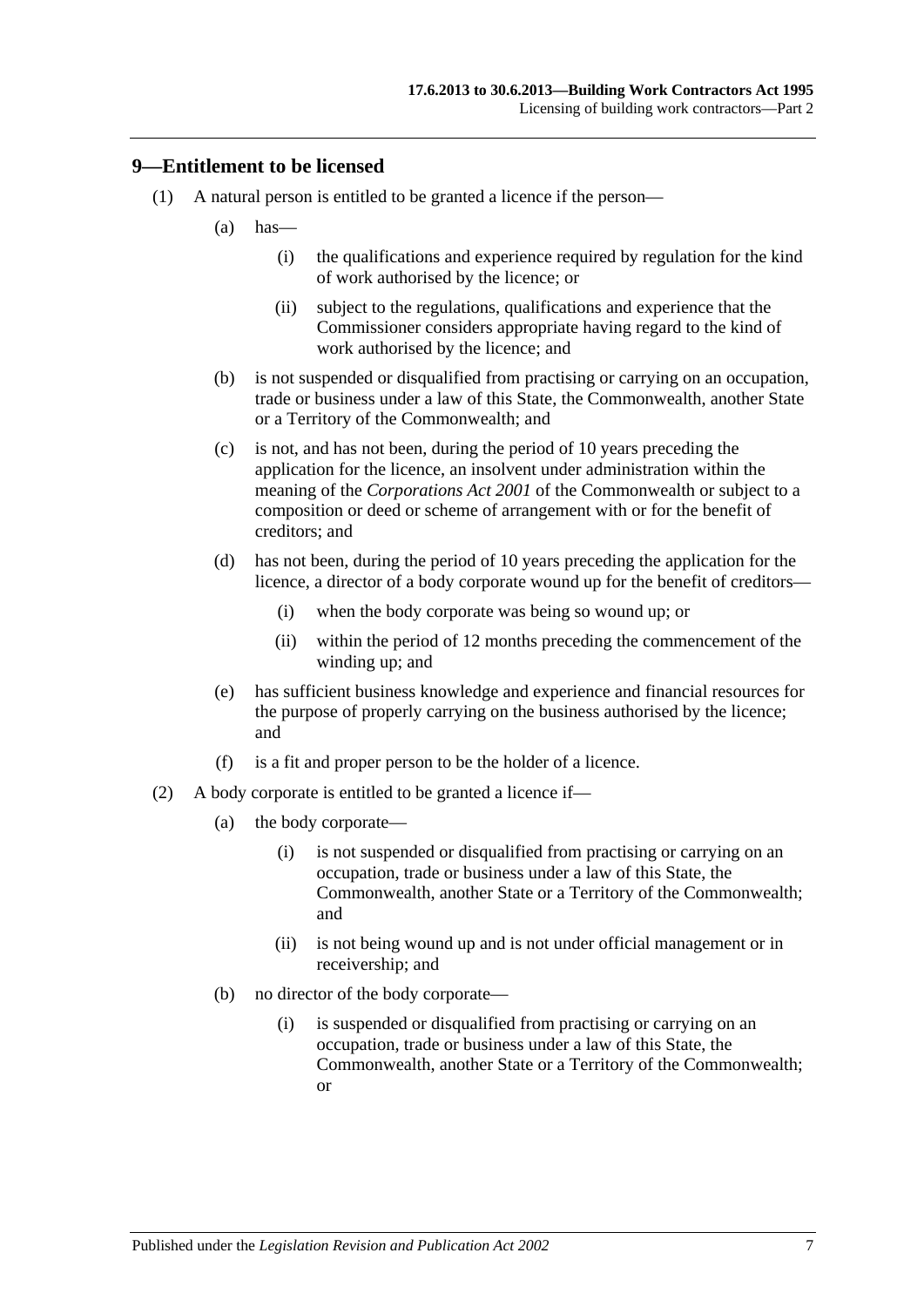## 9—Entitlement to be licensed

(1) A natural person is entitled to be granted a licence if the person—

(a) has—

(i) the qualifications and experience required by regulation for the kind of work authorised by the licence; or

(ii) subject to the regulations, qualifications and experience that the Commissioner considers appropriate having regard to the kind of work authorised by the licence; and

(b) is not suspended or disqualified from practising or carrying on an occupation, trade or business under a law of this State, the Commonwealth, another State or a Territory of the Commonwealth; and

(c) is not, and has not been, during the period of 10 years preceding the application for the licence, an insolvent under administration within the meaning of the *Corporations Act 2001* of the Commonwealth or subject to a composition or deed or scheme of arrangement with or for the benefit of creditors; and

(d) has not been, during the period of 10 years preceding the application for the licence, a director of a body corporate wound up for the benefit of creditors—

(i) when the body corporate was being so wound up; or

(ii) within the period of 12 months preceding the commencement of the winding up; and

(e) has sufficient business knowledge and experience and financial resources for the purpose of properly carrying on the business authorised by the licence; and

(f) is a fit and proper person to be the holder of a licence.

(2) A body corporate is entitled to be granted a licence if—

(a) the body corporate—

(i) is not suspended or disqualified from practising or carrying on an occupation, trade or business under a law of this State, the Commonwealth, another State or a Territory of the Commonwealth; and

(ii) is not being wound up and is not under official management or in receivership; and

(b) no director of the body corporate—

(i) is suspended or disqualified from practising or carrying on an occupation, trade or business under a law of this State, the Commonwealth, another State or a Territory of the Commonwealth; or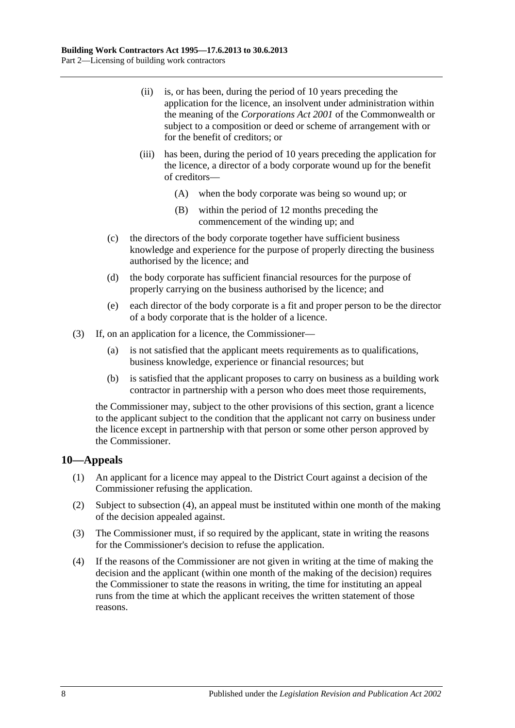(ii) is, or has been, during the period of 10 years preceding the application for the licence, an insolvent under administration within the meaning of the *Corporations Act 2001* of the Commonwealth or subject to a composition or deed or scheme of arrangement with or for the benefit of creditors; or

(iii) has been, during the period of 10 years preceding the application for the licence, a director of a body corporate wound up for the benefit of creditors—

(A) when the body corporate was being so wound up; or

(B) within the period of 12 months preceding the commencement of the winding up; and

(c) the directors of the body corporate together have sufficient business knowledge and experience for the purpose of properly directing the business authorised by the licence; and

(d) the body corporate has sufficient financial resources for the purpose of properly carrying on the business authorised by the licence; and

(e) each director of the body corporate is a fit and proper person to be the director of a body corporate that is the holder of a licence.

(3) If, on an application for a licence, the Commissioner—

(a) is not satisfied that the applicant meets requirements as to qualifications, business knowledge, experience or financial resources; but

(b) is satisfied that the applicant proposes to carry on business as a building work contractor in partnership with a person who does meet those requirements,

the Commissioner may, subject to the other provisions of this section, grant a licence to the applicant subject to the condition that the applicant not carry on business under the licence except in partnership with that person or some other person approved by the Commissioner.

## 10—Appeals

(1) An applicant for a licence may appeal to the District Court against a decision of the Commissioner refusing the application.

(2) Subject to subsection (4), an appeal must be instituted within one month of the making of the decision appealed against.

(3) The Commissioner must, if so required by the applicant, state in writing the reasons for the Commissioner's decision to refuse the application.

(4) If the reasons of the Commissioner are not given in writing at the time of making the decision and the applicant (within one month of the making of the decision) requires the Commissioner to state the reasons in writing, the time for instituting an appeal runs from the time at which the applicant receives the written statement of those reasons.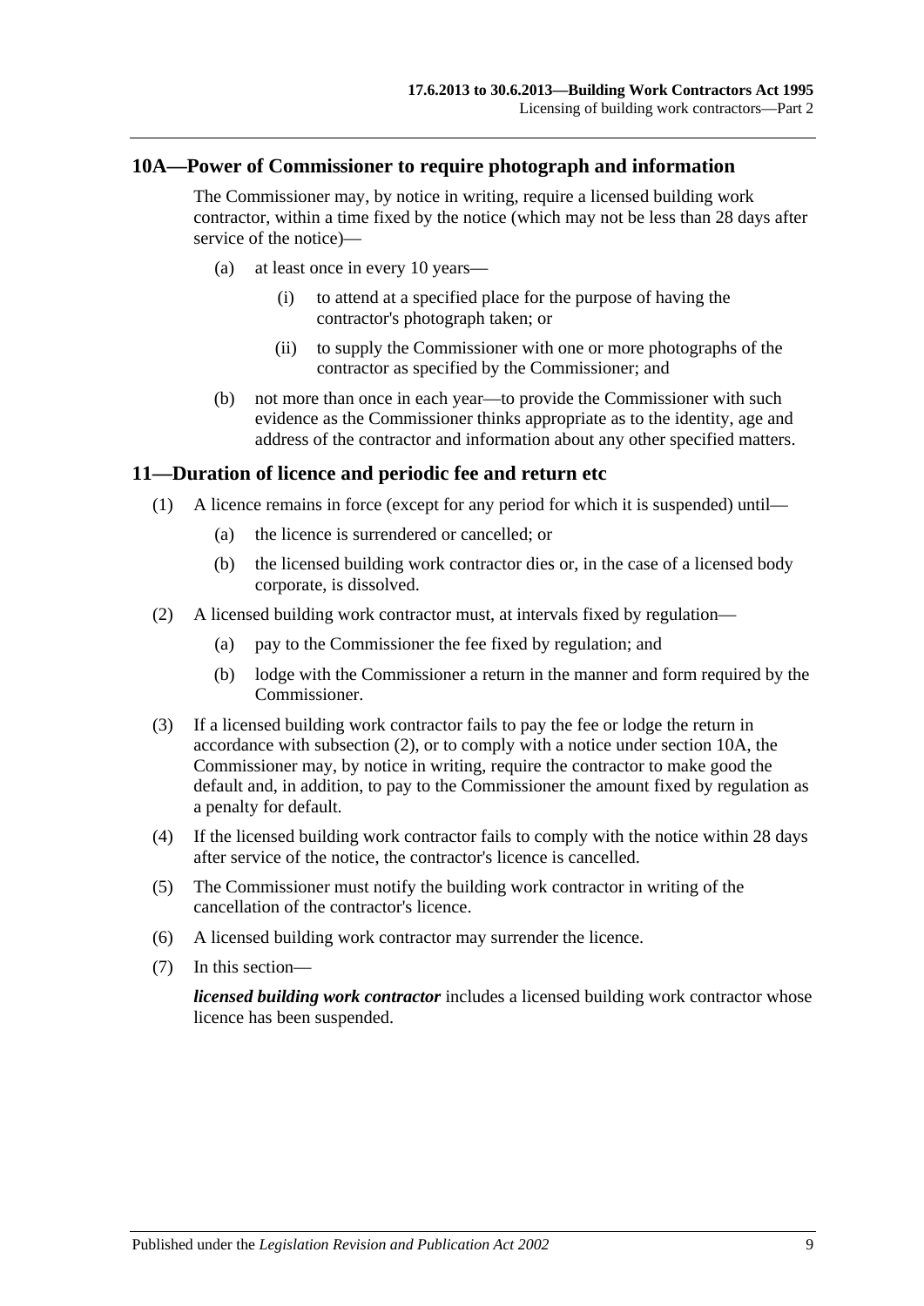## 10A—Power of Commissioner to require photograph and information

The Commissioner may, by notice in writing, require a licensed building work contractor, within a time fixed by the notice (which may not be less than 28 days after service of the notice)—

(a) at least once in every 10 years—

   (i) to attend at a specified place for the purpose of having the contractor's photograph taken; or

   (ii) to supply the Commissioner with one or more photographs of the contractor as specified by the Commissioner; and

(b) not more than once in each year—to provide the Commissioner with such evidence as the Commissioner thinks appropriate as to the identity, age and address of the contractor and information about any other specified matters.

## 11—Duration of licence and periodic fee and return etc

(1) A licence remains in force (except for any period for which it is suspended) until—

   (a) the licence is surrendered or cancelled; or

   (b) the licensed building work contractor dies or, in the case of a licensed body corporate, is dissolved.

(2) A licensed building work contractor must, at intervals fixed by regulation—

   (a) pay to the Commissioner the fee fixed by regulation; and

   (b) lodge with the Commissioner a return in the manner and form required by the Commissioner.

(3) If a licensed building work contractor fails to pay the fee or lodge the return in accordance with subsection (2), or to comply with a notice under section 10A, the Commissioner may, by notice in writing, require the contractor to make good the default and, in addition, to pay to the Commissioner the amount fixed by regulation as a penalty for default.

(4) If the licensed building work contractor fails to comply with the notice within 28 days after service of the notice, the contractor's licence is cancelled.

(5) The Commissioner must notify the building work contractor in writing of the cancellation of the contractor's licence.

(6) A licensed building work contractor may surrender the licence.

(7) In this section—

***licensed building work contractor*** includes a licensed building work contractor whose licence has been suspended.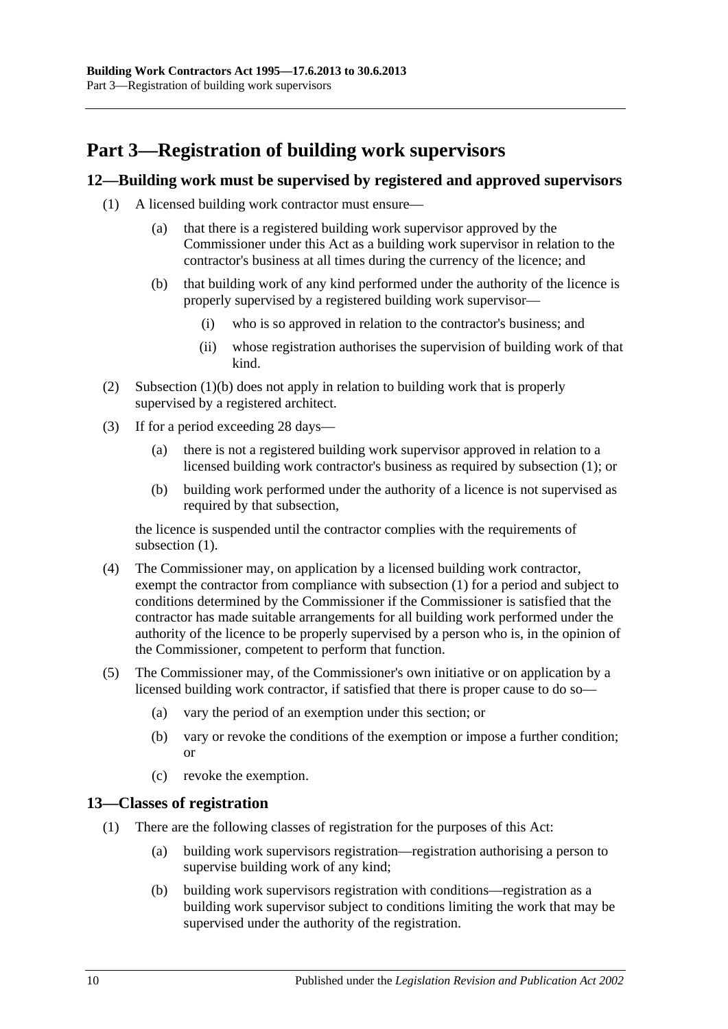# Part 3—Registration of building work supervisors

## 12—Building work must be supervised by registered and approved supervisors

(1) A licensed building work contractor must ensure—

(a) that there is a registered building work supervisor approved by the Commissioner under this Act as a building work supervisor in relation to the contractor's business at all times during the currency of the licence; and

(b) that building work of any kind performed under the authority of the licence is properly supervised by a registered building work supervisor—

(i) who is so approved in relation to the contractor's business; and

(ii) whose registration authorises the supervision of building work of that kind.

(2) Subsection (1)(b) does not apply in relation to building work that is properly supervised by a registered architect.

(3) If for a period exceeding 28 days—

(a) there is not a registered building work supervisor approved in relation to a licensed building work contractor's business as required by subsection (1); or

(b) building work performed under the authority of a licence is not supervised as required by that subsection,

the licence is suspended until the contractor complies with the requirements of subsection (1).

(4) The Commissioner may, on application by a licensed building work contractor, exempt the contractor from compliance with subsection (1) for a period and subject to conditions determined by the Commissioner if the Commissioner is satisfied that the contractor has made suitable arrangements for all building work performed under the authority of the licence to be properly supervised by a person who is, in the opinion of the Commissioner, competent to perform that function.

(5) The Commissioner may, of the Commissioner's own initiative or on application by a licensed building work contractor, if satisfied that there is proper cause to do so—

(a) vary the period of an exemption under this section; or

(b) vary or revoke the conditions of the exemption or impose a further condition; or

(c) revoke the exemption.

## 13—Classes of registration

(1) There are the following classes of registration for the purposes of this Act:

(a) building work supervisors registration—registration authorising a person to supervise building work of any kind;

(b) building work supervisors registration with conditions—registration as a building work supervisor subject to conditions limiting the work that may be supervised under the authority of the registration.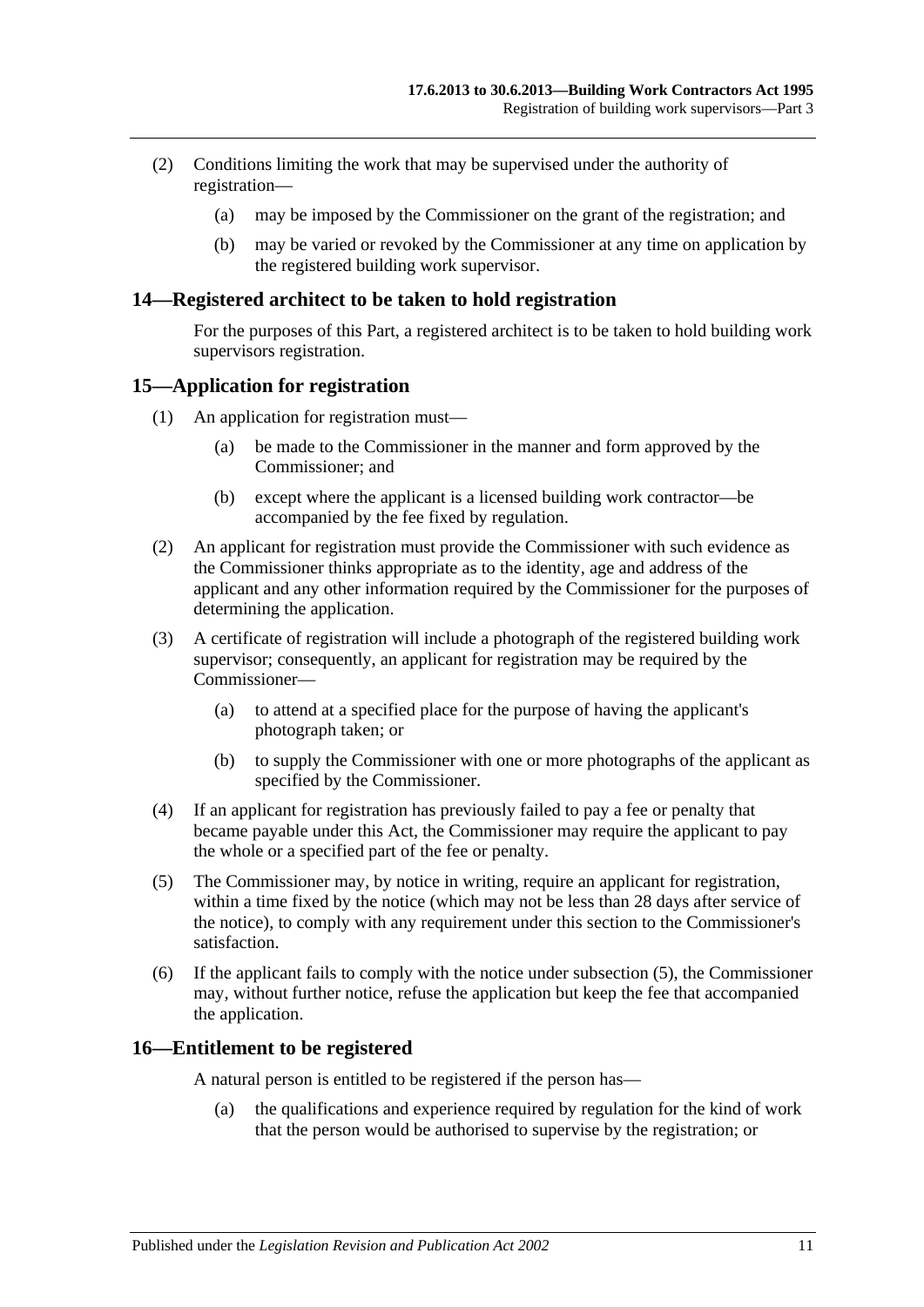(2) Conditions limiting the work that may be supervised under the authority of registration—

(a) may be imposed by the Commissioner on the grant of the registration; and

(b) may be varied or revoked by the Commissioner at any time on application by the registered building work supervisor.

## 14—Registered architect to be taken to hold registration

For the purposes of this Part, a registered architect is to be taken to hold building work supervisors registration.

## 15—Application for registration

(1) An application for registration must—

(a) be made to the Commissioner in the manner and form approved by the Commissioner; and

(b) except where the applicant is a licensed building work contractor—be accompanied by the fee fixed by regulation.

(2) An applicant for registration must provide the Commissioner with such evidence as the Commissioner thinks appropriate as to the identity, age and address of the applicant and any other information required by the Commissioner for the purposes of determining the application.

(3) A certificate of registration will include a photograph of the registered building work supervisor; consequently, an applicant for registration may be required by the Commissioner—

(a) to attend at a specified place for the purpose of having the applicant's photograph taken; or

(b) to supply the Commissioner with one or more photographs of the applicant as specified by the Commissioner.

(4) If an applicant for registration has previously failed to pay a fee or penalty that became payable under this Act, the Commissioner may require the applicant to pay the whole or a specified part of the fee or penalty.

(5) The Commissioner may, by notice in writing, require an applicant for registration, within a time fixed by the notice (which may not be less than 28 days after service of the notice), to comply with any requirement under this section to the Commissioner's satisfaction.

(6) If the applicant fails to comply with the notice under subsection (5), the Commissioner may, without further notice, refuse the application but keep the fee that accompanied the application.

## 16—Entitlement to be registered

A natural person is entitled to be registered if the person has—

(a) the qualifications and experience required by regulation for the kind of work that the person would be authorised to supervise by the registration; or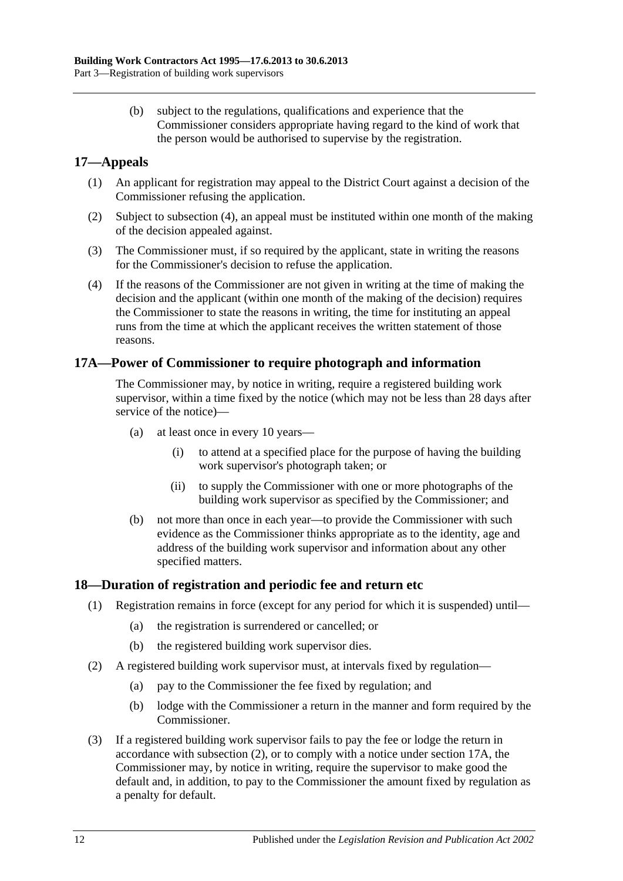(b) subject to the regulations, qualifications and experience that the Commissioner considers appropriate having regard to the kind of work that the person would be authorised to supervise by the registration.

## 17—Appeals

(1) An applicant for registration may appeal to the District Court against a decision of the Commissioner refusing the application.

(2) Subject to subsection (4), an appeal must be instituted within one month of the making of the decision appealed against.

(3) The Commissioner must, if so required by the applicant, state in writing the reasons for the Commissioner's decision to refuse the application.

(4) If the reasons of the Commissioner are not given in writing at the time of making the decision and the applicant (within one month of the making of the decision) requires the Commissioner to state the reasons in writing, the time for instituting an appeal runs from the time at which the applicant receives the written statement of those reasons.

## 17A—Power of Commissioner to require photograph and information

The Commissioner may, by notice in writing, require a registered building work supervisor, within a time fixed by the notice (which may not be less than 28 days after service of the notice)—

(a) at least once in every 10 years—

(i) to attend at a specified place for the purpose of having the building work supervisor's photograph taken; or

(ii) to supply the Commissioner with one or more photographs of the building work supervisor as specified by the Commissioner; and

(b) not more than once in each year—to provide the Commissioner with such evidence as the Commissioner thinks appropriate as to the identity, age and address of the building work supervisor and information about any other specified matters.

## 18—Duration of registration and periodic fee and return etc

(1) Registration remains in force (except for any period for which it is suspended) until—

(a) the registration is surrendered or cancelled; or

(b) the registered building work supervisor dies.

(2) A registered building work supervisor must, at intervals fixed by regulation—

(a) pay to the Commissioner the fee fixed by regulation; and

(b) lodge with the Commissioner a return in the manner and form required by the Commissioner.

(3) If a registered building work supervisor fails to pay the fee or lodge the return in accordance with subsection (2), or to comply with a notice under section 17A, the Commissioner may, by notice in writing, require the supervisor to make good the default and, in addition, to pay to the Commissioner the amount fixed by regulation as a penalty for default.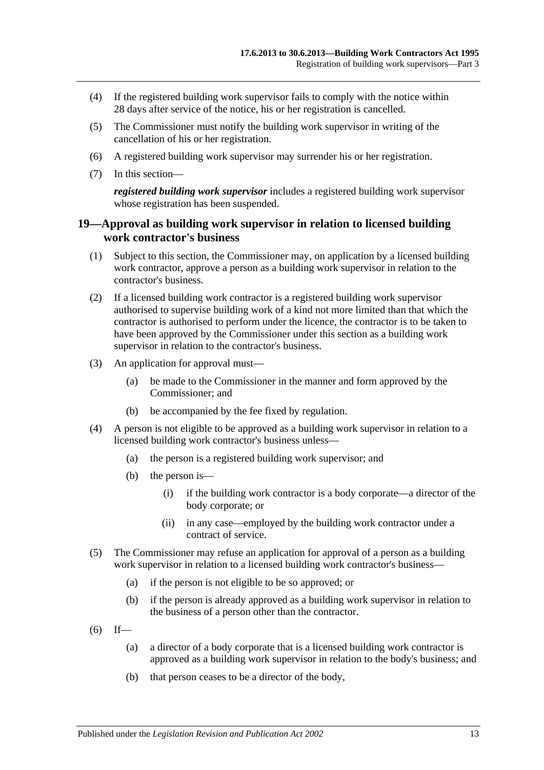(4) If the registered building work supervisor fails to comply with the notice within 28 days after service of the notice, his or her registration is cancelled.

(5) The Commissioner must notify the building work supervisor in writing of the cancellation of his or her registration.

(6) A registered building work supervisor may surrender his or her registration.

(7) In this section—

***registered building work supervisor*** includes a registered building work supervisor whose registration has been suspended.

## 19—Approval as building work supervisor in relation to licensed building work contractor's business

(1) Subject to this section, the Commissioner may, on application by a licensed building work contractor, approve a person as a building work supervisor in relation to the contractor's business.

(2) If a licensed building work contractor is a registered building work supervisor authorised to supervise building work of a kind not more limited than that which the contractor is authorised to perform under the licence, the contractor is to be taken to have been approved by the Commissioner under this section as a building work supervisor in relation to the contractor's business.

(3) An application for approval must—

- (a) be made to the Commissioner in the manner and form approved by the Commissioner; and
- (b) be accompanied by the fee fixed by regulation.

(4) A person is not eligible to be approved as a building work supervisor in relation to a licensed building work contractor's business unless—

- (a) the person is a registered building work supervisor; and
- (b) the person is—
  - (i) if the building work contractor is a body corporate—a director of the body corporate; or
  - (ii) in any case—employed by the building work contractor under a contract of service.

(5) The Commissioner may refuse an application for approval of a person as a building work supervisor in relation to a licensed building work contractor's business—

- (a) if the person is not eligible to be so approved; or
- (b) if the person is already approved as a building work supervisor in relation to the business of a person other than the contractor.

(6) If—

- (a) a director of a body corporate that is a licensed building work contractor is approved as a building work supervisor in relation to the body's business; and
- (b) that person ceases to be a director of the body,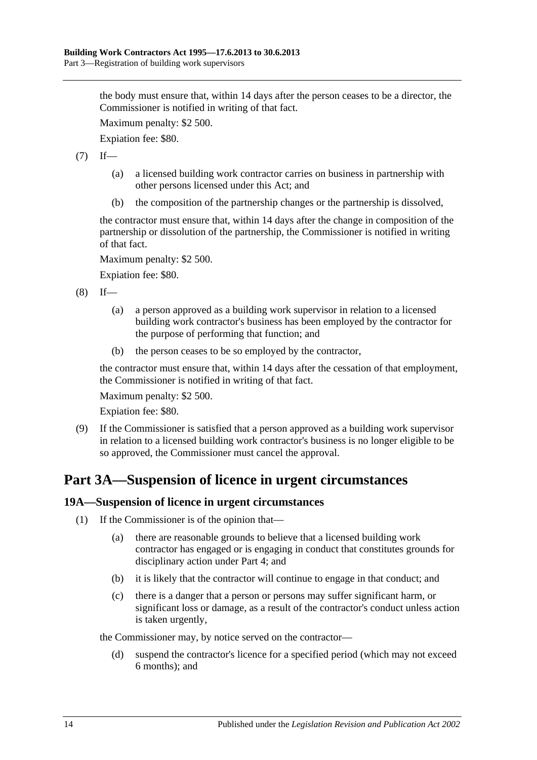the body must ensure that, within 14 days after the person ceases to be a director, the Commissioner is notified in writing of that fact.

Maximum penalty: $2 500.

Expiation fee: $80.

(7) If—

(a) a licensed building work contractor carries on business in partnership with other persons licensed under this Act; and

(b) the composition of the partnership changes or the partnership is dissolved,

the contractor must ensure that, within 14 days after the change in composition of the partnership or dissolution of the partnership, the Commissioner is notified in writing of that fact.

Maximum penalty: $2 500.

Expiation fee: $80.

(8) If—

(a) a person approved as a building work supervisor in relation to a licensed building work contractor's business has been employed by the contractor for the purpose of performing that function; and

(b) the person ceases to be so employed by the contractor,

the contractor must ensure that, within 14 days after the cessation of that employment, the Commissioner is notified in writing of that fact.

Maximum penalty: $2 500.

Expiation fee: $80.

(9) If the Commissioner is satisfied that a person approved as a building work supervisor in relation to a licensed building work contractor's business is no longer eligible to be so approved, the Commissioner must cancel the approval.

# Part 3A—Suspension of licence in urgent circumstances

## 19A—Suspension of licence in urgent circumstances

(1) If the Commissioner is of the opinion that—

(a) there are reasonable grounds to believe that a licensed building work contractor has engaged or is engaging in conduct that constitutes grounds for disciplinary action under Part 4; and

(b) it is likely that the contractor will continue to engage in that conduct; and

(c) there is a danger that a person or persons may suffer significant harm, or significant loss or damage, as a result of the contractor's conduct unless action is taken urgently,

the Commissioner may, by notice served on the contractor—

(d) suspend the contractor's licence for a specified period (which may not exceed 6 months); and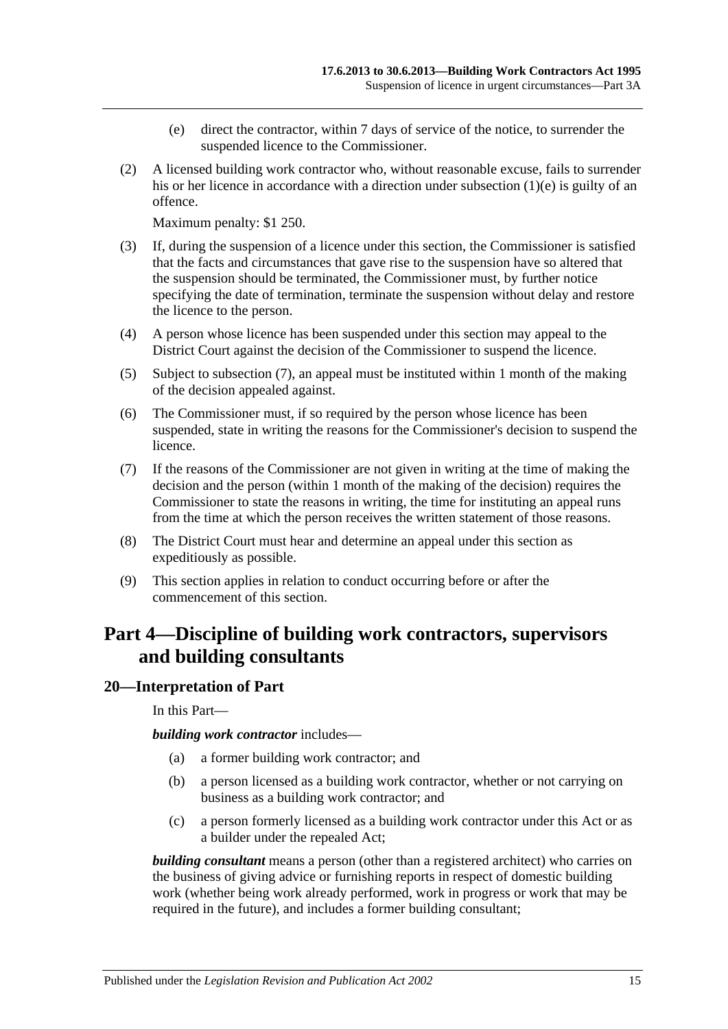(e) direct the contractor, within 7 days of service of the notice, to surrender the suspended licence to the Commissioner.

(2) A licensed building work contractor who, without reasonable excuse, fails to surrender his or her licence in accordance with a direction under subsection (1)(e) is guilty of an offence.

Maximum penalty: $1 250.

(3) If, during the suspension of a licence under this section, the Commissioner is satisfied that the facts and circumstances that gave rise to the suspension have so altered that the suspension should be terminated, the Commissioner must, by further notice specifying the date of termination, terminate the suspension without delay and restore the licence to the person.

(4) A person whose licence has been suspended under this section may appeal to the District Court against the decision of the Commissioner to suspend the licence.

(5) Subject to subsection (7), an appeal must be instituted within 1 month of the making of the decision appealed against.

(6) The Commissioner must, if so required by the person whose licence has been suspended, state in writing the reasons for the Commissioner's decision to suspend the licence.

(7) If the reasons of the Commissioner are not given in writing at the time of making the decision and the person (within 1 month of the making of the decision) requires the Commissioner to state the reasons in writing, the time for instituting an appeal runs from the time at which the person receives the written statement of those reasons.

(8) The District Court must hear and determine an appeal under this section as expeditiously as possible.

(9) This section applies in relation to conduct occurring before or after the commencement of this section.

# Part 4—Discipline of building work contractors, supervisors and building consultants

## 20—Interpretation of Part

In this Part—

***building work contractor*** includes—

(a) a former building work contractor; and

(b) a person licensed as a building work contractor, whether or not carrying on business as a building work contractor; and

(c) a person formerly licensed as a building work contractor under this Act or as a builder under the repealed Act;

***building consultant*** means a person (other than a registered architect) who carries on the business of giving advice or furnishing reports in respect of domestic building work (whether being work already performed, work in progress or work that may be required in the future), and includes a former building consultant;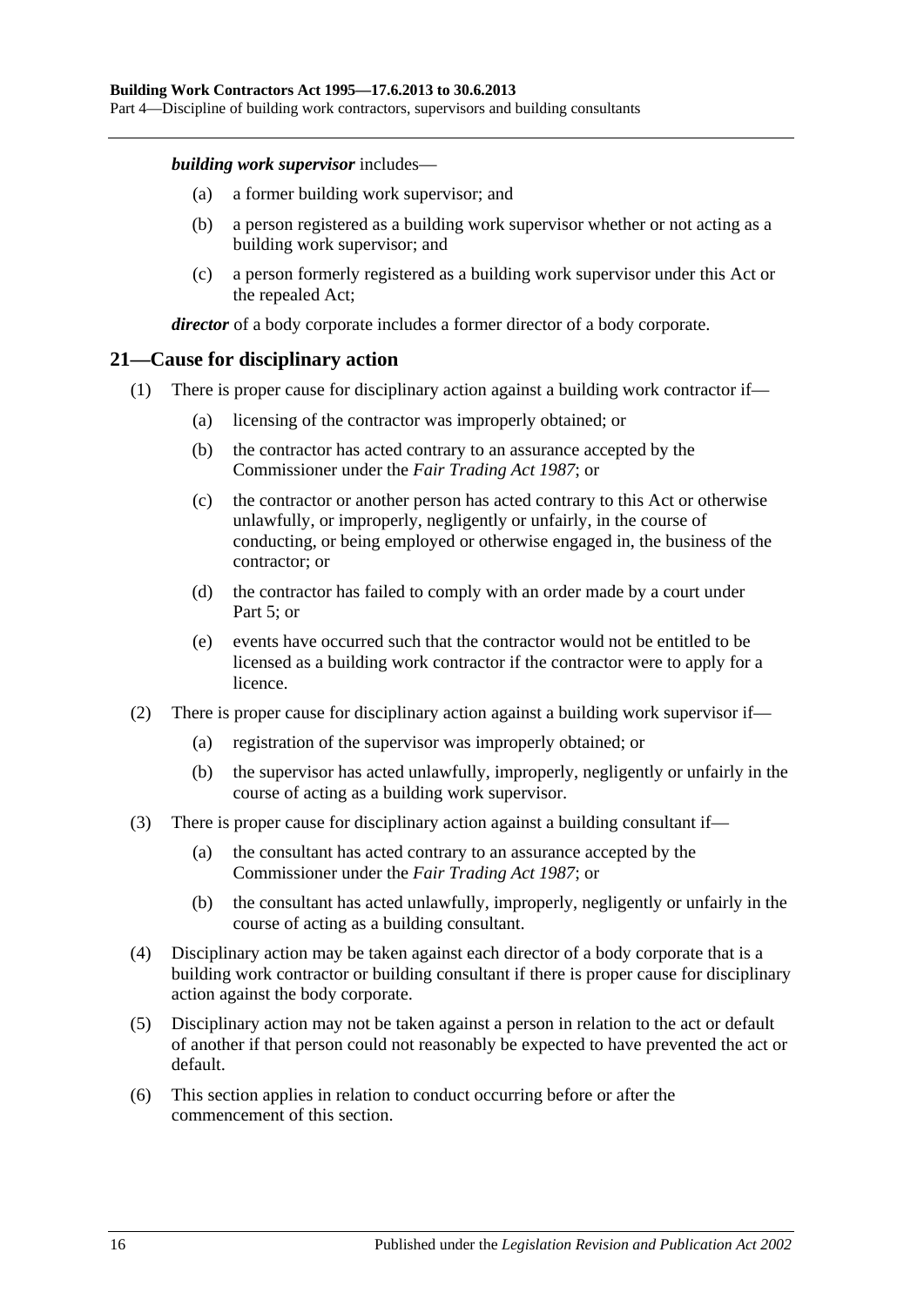***building work supervisor*** includes—

(a) a former building work supervisor; and

(b) a person registered as a building work supervisor whether or not acting as a building work supervisor; and

(c) a person formerly registered as a building work supervisor under this Act or the repealed Act;

***director*** of a body corporate includes a former director of a body corporate.

## 21—Cause for disciplinary action

(1) There is proper cause for disciplinary action against a building work contractor if—

(a) licensing of the contractor was improperly obtained; or

(b) the contractor has acted contrary to an assurance accepted by the Commissioner under the *Fair Trading Act 1987*; or

(c) the contractor or another person has acted contrary to this Act or otherwise unlawfully, or improperly, negligently or unfairly, in the course of conducting, or being employed or otherwise engaged in, the business of the contractor; or

(d) the contractor has failed to comply with an order made by a court under Part 5; or

(e) events have occurred such that the contractor would not be entitled to be licensed as a building work contractor if the contractor were to apply for a licence.

(2) There is proper cause for disciplinary action against a building work supervisor if—

(a) registration of the supervisor was improperly obtained; or

(b) the supervisor has acted unlawfully, improperly, negligently or unfairly in the course of acting as a building work supervisor.

(3) There is proper cause for disciplinary action against a building consultant if—

(a) the consultant has acted contrary to an assurance accepted by the Commissioner under the *Fair Trading Act 1987*; or

(b) the consultant has acted unlawfully, improperly, negligently or unfairly in the course of acting as a building consultant.

(4) Disciplinary action may be taken against each director of a body corporate that is a building work contractor or building consultant if there is proper cause for disciplinary action against the body corporate.

(5) Disciplinary action may not be taken against a person in relation to the act or default of another if that person could not reasonably be expected to have prevented the act or default.

(6) This section applies in relation to conduct occurring before or after the commencement of this section.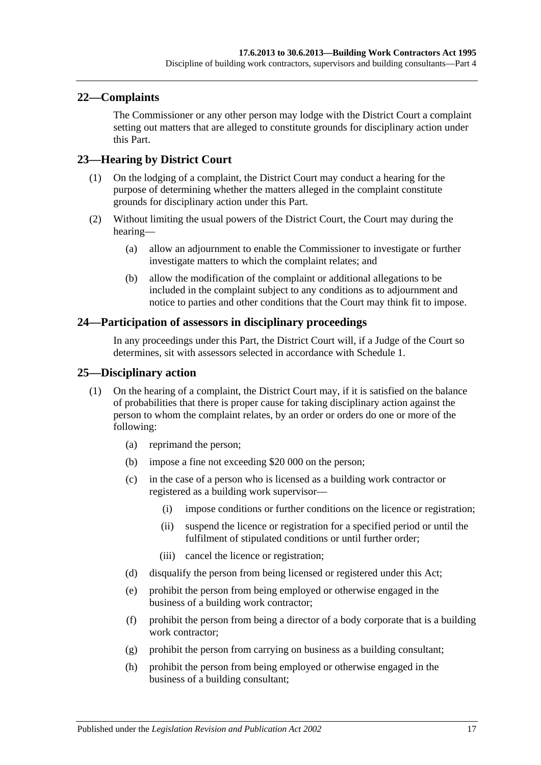## 22—Complaints

The Commissioner or any other person may lodge with the District Court a complaint setting out matters that are alleged to constitute grounds for disciplinary action under this Part.

## 23—Hearing by District Court

(1) On the lodging of a complaint, the District Court may conduct a hearing for the purpose of determining whether the matters alleged in the complaint constitute grounds for disciplinary action under this Part.

(2) Without limiting the usual powers of the District Court, the Court may during the hearing—

(a) allow an adjournment to enable the Commissioner to investigate or further investigate matters to which the complaint relates; and

(b) allow the modification of the complaint or additional allegations to be included in the complaint subject to any conditions as to adjournment and notice to parties and other conditions that the Court may think fit to impose.

## 24—Participation of assessors in disciplinary proceedings

In any proceedings under this Part, the District Court will, if a Judge of the Court so determines, sit with assessors selected in accordance with Schedule 1.

## 25—Disciplinary action

(1) On the hearing of a complaint, the District Court may, if it is satisfied on the balance of probabilities that there is proper cause for taking disciplinary action against the person to whom the complaint relates, by an order or orders do one or more of the following:

(a) reprimand the person;

(b) impose a fine not exceeding $20 000 on the person;

(c) in the case of a person who is licensed as a building work contractor or registered as a building work supervisor—

(i) impose conditions or further conditions on the licence or registration;

(ii) suspend the licence or registration for a specified period or until the fulfilment of stipulated conditions or until further order;

(iii) cancel the licence or registration;

(d) disqualify the person from being licensed or registered under this Act;

(e) prohibit the person from being employed or otherwise engaged in the business of a building work contractor;

(f) prohibit the person from being a director of a body corporate that is a building work contractor;

(g) prohibit the person from carrying on business as a building consultant;

(h) prohibit the person from being employed or otherwise engaged in the business of a building consultant;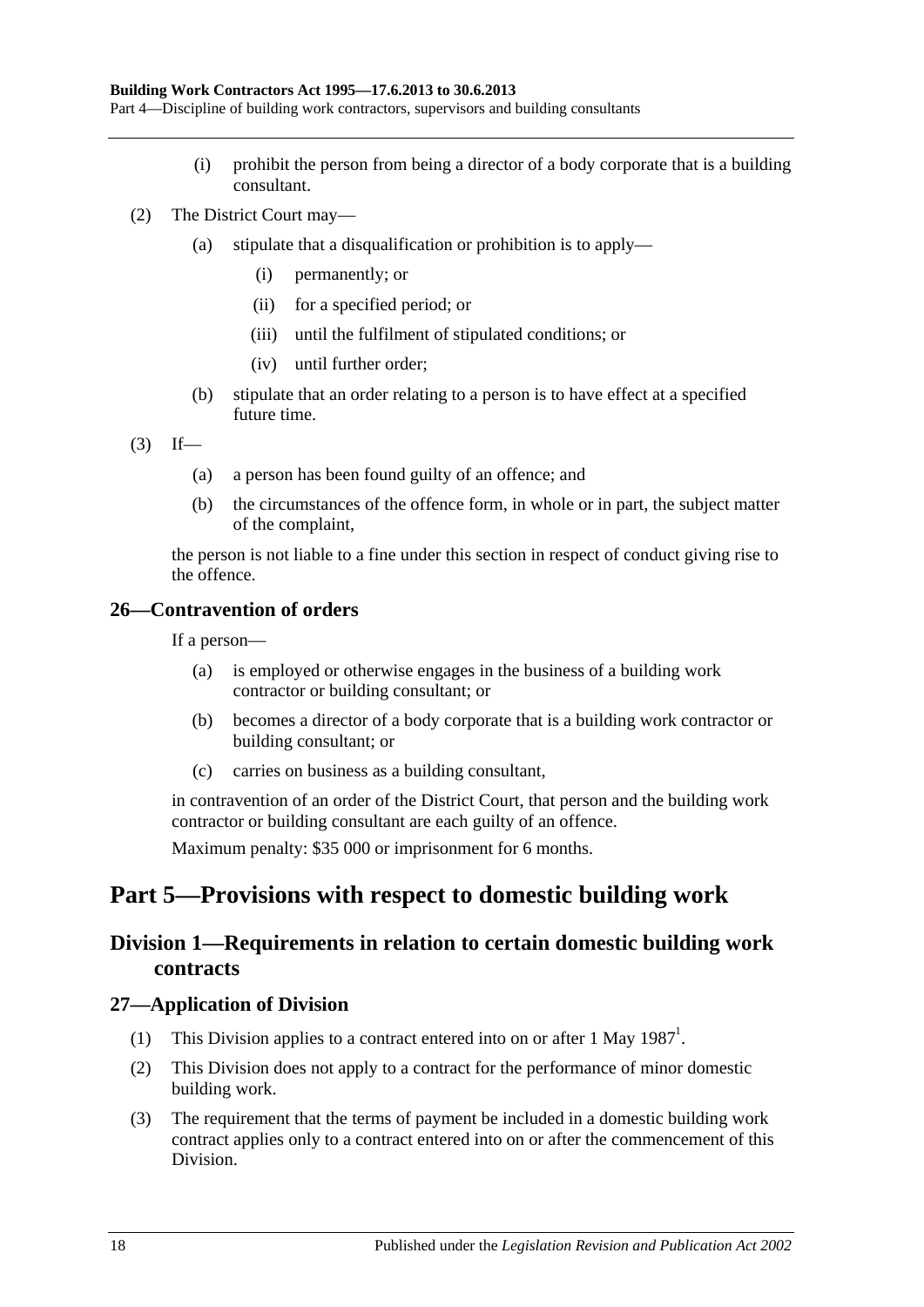(i) prohibit the person from being a director of a body corporate that is a building consultant.

(2) The District Court may—

(a) stipulate that a disqualification or prohibition is to apply—

(i) permanently; or

(ii) for a specified period; or

(iii) until the fulfilment of stipulated conditions; or

(iv) until further order;

(b) stipulate that an order relating to a person is to have effect at a specified future time.

(3) If—

(a) a person has been found guilty of an offence; and

(b) the circumstances of the offence form, in whole or in part, the subject matter of the complaint,

the person is not liable to a fine under this section in respect of conduct giving rise to the offence.

### 26—Contravention of orders

If a person—

(a) is employed or otherwise engages in the business of a building work contractor or building consultant; or

(b) becomes a director of a body corporate that is a building work contractor or building consultant; or

(c) carries on business as a building consultant,

in contravention of an order of the District Court, that person and the building work contractor or building consultant are each guilty of an offence.

Maximum penalty: $35 000 or imprisonment for 6 months.

# Part 5—Provisions with respect to domestic building work

## Division 1—Requirements in relation to certain domestic building work contracts

### 27—Application of Division

(1) This Division applies to a contract entered into on or after 1 May 1987[1].

(2) This Division does not apply to a contract for the performance of minor domestic building work.

(3) The requirement that the terms of payment be included in a domestic building work contract applies only to a contract entered into on or after the commencement of this Division.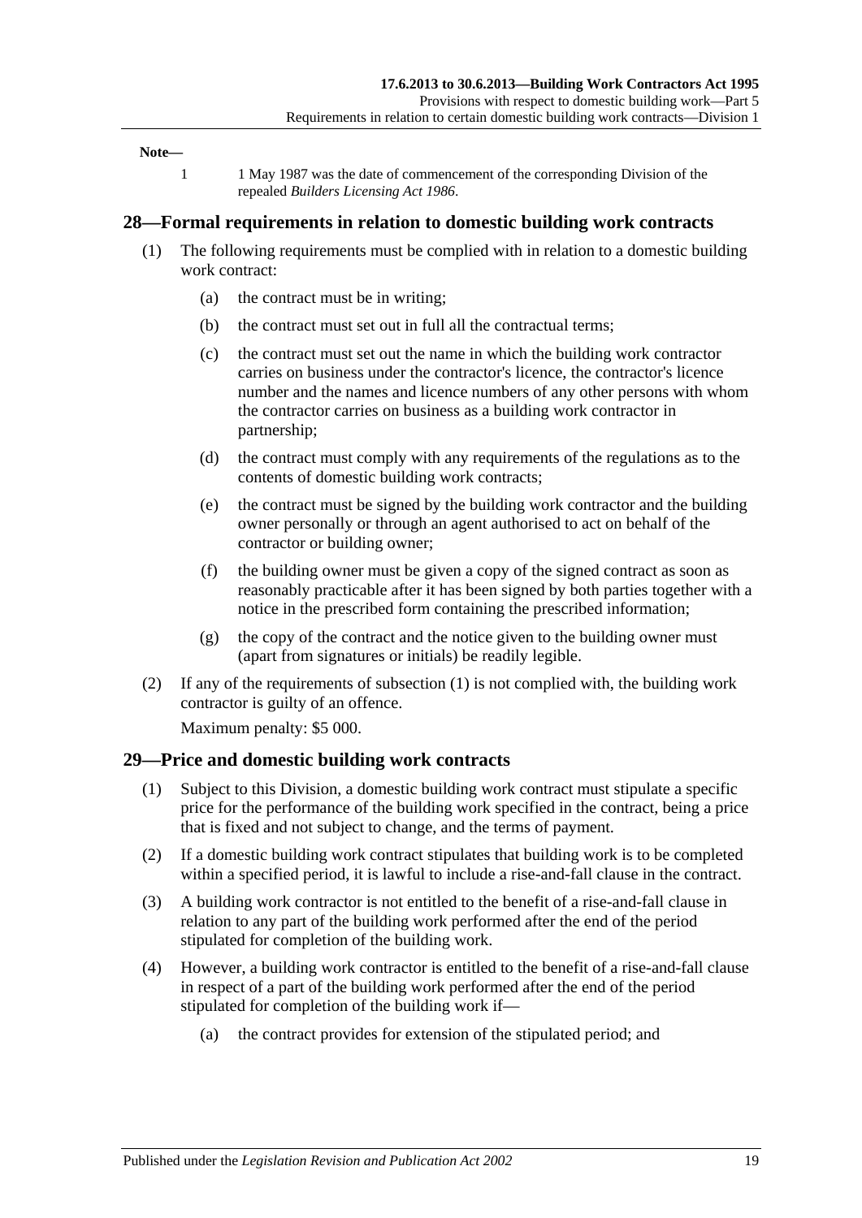**Note—**

1 1 May 1987 was the date of commencement of the corresponding Division of the repealed *Builders Licensing Act 1986*.

## 28—Formal requirements in relation to domestic building work contracts

(1) The following requirements must be complied with in relation to a domestic building work contract:

(a) the contract must be in writing;

(b) the contract must set out in full all the contractual terms;

(c) the contract must set out the name in which the building work contractor carries on business under the contractor's licence, the contractor's licence number and the names and licence numbers of any other persons with whom the contractor carries on business as a building work contractor in partnership;

(d) the contract must comply with any requirements of the regulations as to the contents of domestic building work contracts;

(e) the contract must be signed by the building work contractor and the building owner personally or through an agent authorised to act on behalf of the contractor or building owner;

(f) the building owner must be given a copy of the signed contract as soon as reasonably practicable after it has been signed by both parties together with a notice in the prescribed form containing the prescribed information;

(g) the copy of the contract and the notice given to the building owner must (apart from signatures or initials) be readily legible.

(2) If any of the requirements of subsection (1) is not complied with, the building work contractor is guilty of an offence.

Maximum penalty: $5 000.

## 29—Price and domestic building work contracts

(1) Subject to this Division, a domestic building work contract must stipulate a specific price for the performance of the building work specified in the contract, being a price that is fixed and not subject to change, and the terms of payment.

(2) If a domestic building work contract stipulates that building work is to be completed within a specified period, it is lawful to include a rise-and-fall clause in the contract.

(3) A building work contractor is not entitled to the benefit of a rise-and-fall clause in relation to any part of the building work performed after the end of the period stipulated for completion of the building work.

(4) However, a building work contractor is entitled to the benefit of a rise-and-fall clause in respect of a part of the building work performed after the end of the period stipulated for completion of the building work if—

(a) the contract provides for extension of the stipulated period; and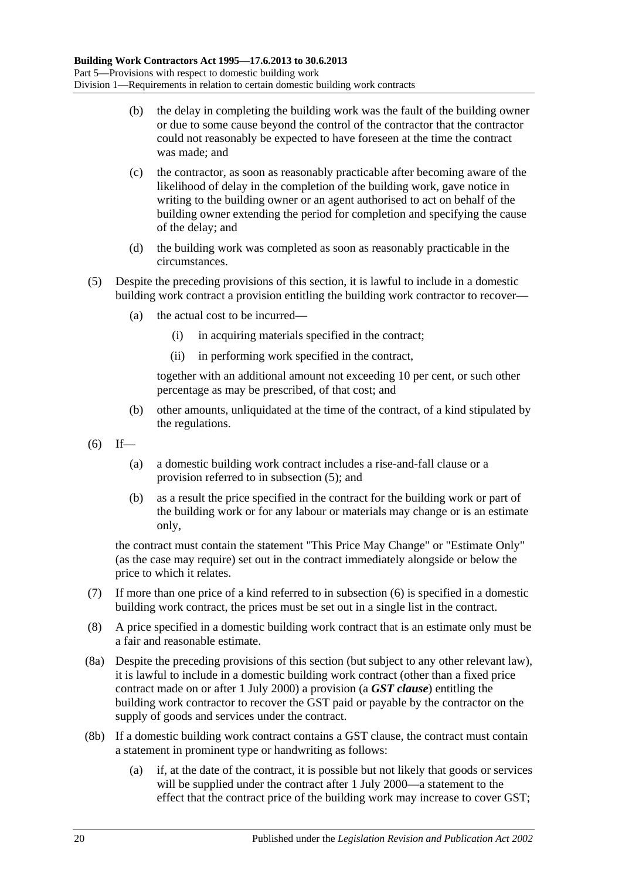(b) the delay in completing the building work was the fault of the building owner or due to some cause beyond the control of the contractor that the contractor could not reasonably be expected to have foreseen at the time the contract was made; and

(c) the contractor, as soon as reasonably practicable after becoming aware of the likelihood of delay in the completion of the building work, gave notice in writing to the building owner or an agent authorised to act on behalf of the building owner extending the period for completion and specifying the cause of the delay; and

(d) the building work was completed as soon as reasonably practicable in the circumstances.

(5) Despite the preceding provisions of this section, it is lawful to include in a domestic building work contract a provision entitling the building work contractor to recover—

(a) the actual cost to be incurred—

(i) in acquiring materials specified in the contract;

(ii) in performing work specified in the contract,

together with an additional amount not exceeding 10 per cent, or such other percentage as may be prescribed, of that cost; and

(b) other amounts, unliquidated at the time of the contract, of a kind stipulated by the regulations.

(6) If—

(a) a domestic building work contract includes a rise-and-fall clause or a provision referred to in subsection (5); and

(b) as a result the price specified in the contract for the building work or part of the building work or for any labour or materials may change or is an estimate only,

the contract must contain the statement "This Price May Change" or "Estimate Only" (as the case may require) set out in the contract immediately alongside or below the price to which it relates.

(7) If more than one price of a kind referred to in subsection (6) is specified in a domestic building work contract, the prices must be set out in a single list in the contract.

(8) A price specified in a domestic building work contract that is an estimate only must be a fair and reasonable estimate.

(8a) Despite the preceding provisions of this section (but subject to any other relevant law), it is lawful to include in a domestic building work contract (other than a fixed price contract made on or after 1 July 2000) a provision (a ***GST clause***) entitling the building work contractor to recover the GST paid or payable by the contractor on the supply of goods and services under the contract.

(8b) If a domestic building work contract contains a GST clause, the contract must contain a statement in prominent type or handwriting as follows:

(a) if, at the date of the contract, it is possible but not likely that goods or services will be supplied under the contract after 1 July 2000—a statement to the effect that the contract price of the building work may increase to cover GST;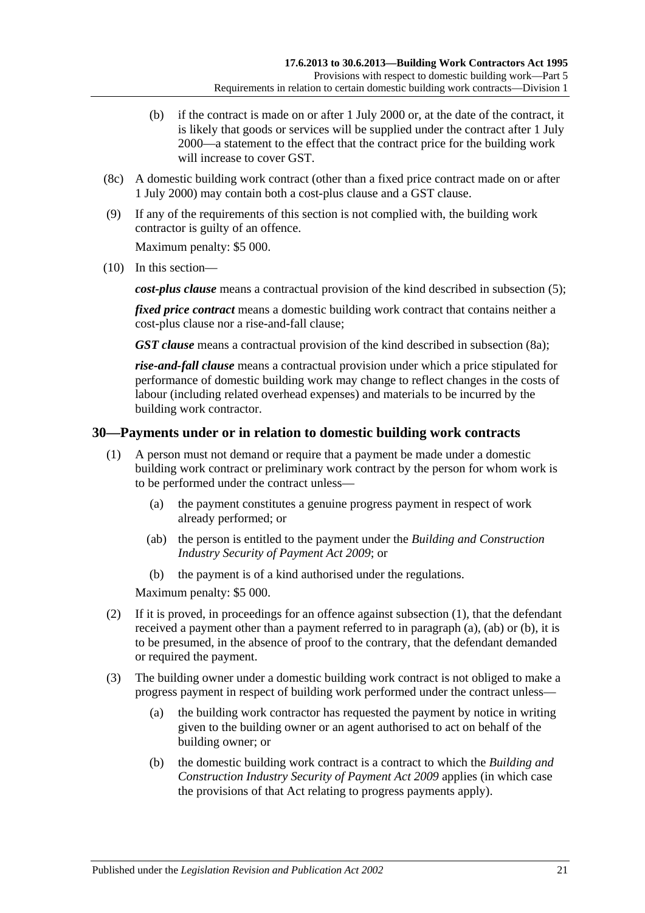(b) if the contract is made on or after 1 July 2000 or, at the date of the contract, it is likely that goods or services will be supplied under the contract after 1 July 2000—a statement to the effect that the contract price for the building work will increase to cover GST.

(8c) A domestic building work contract (other than a fixed price contract made on or after 1 July 2000) may contain both a cost-plus clause and a GST clause.

(9) If any of the requirements of this section is not complied with, the building work contractor is guilty of an offence.

Maximum penalty: $5 000.

(10) In this section—

***cost-plus clause*** means a contractual provision of the kind described in subsection (5);

***fixed price contract*** means a domestic building work contract that contains neither a cost-plus clause nor a rise-and-fall clause;

***GST clause*** means a contractual provision of the kind described in subsection (8a);

***rise-and-fall clause*** means a contractual provision under which a price stipulated for performance of domestic building work may change to reflect changes in the costs of labour (including related overhead expenses) and materials to be incurred by the building work contractor.

## 30—Payments under or in relation to domestic building work contracts

(1) A person must not demand or require that a payment be made under a domestic building work contract or preliminary work contract by the person for whom work is to be performed under the contract unless—

(a) the payment constitutes a genuine progress payment in respect of work already performed; or

(ab) the person is entitled to the payment under the *Building and Construction Industry Security of Payment Act 2009*; or

(b) the payment is of a kind authorised under the regulations.

Maximum penalty: $5 000.

(2) If it is proved, in proceedings for an offence against subsection (1), that the defendant received a payment other than a payment referred to in paragraph (a), (ab) or (b), it is to be presumed, in the absence of proof to the contrary, that the defendant demanded or required the payment.

(3) The building owner under a domestic building work contract is not obliged to make a progress payment in respect of building work performed under the contract unless—

(a) the building work contractor has requested the payment by notice in writing given to the building owner or an agent authorised to act on behalf of the building owner; or

(b) the domestic building work contract is a contract to which the *Building and Construction Industry Security of Payment Act 2009* applies (in which case the provisions of that Act relating to progress payments apply).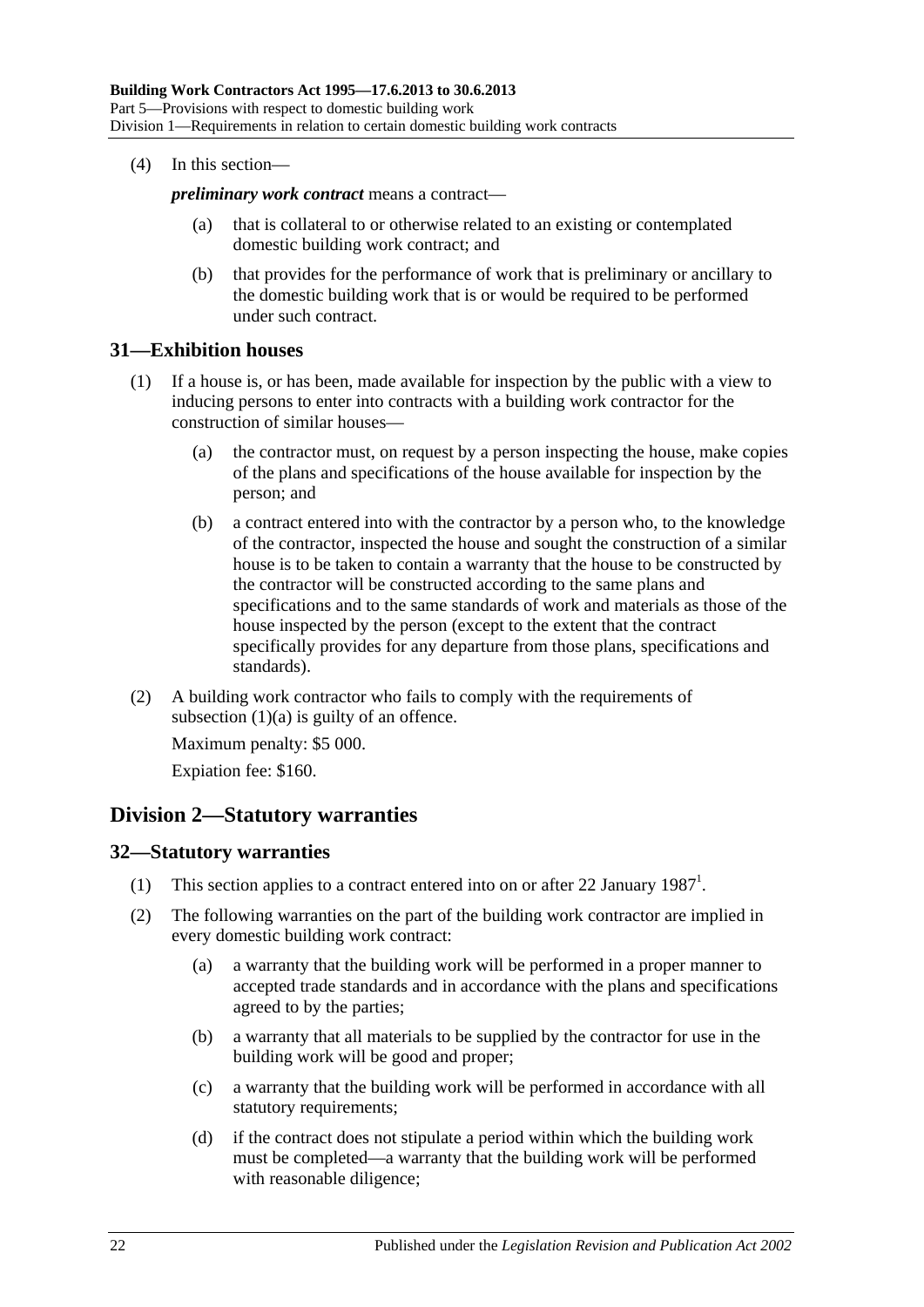(4) In this section—

***preliminary work contract*** means a contract—

(a) that is collateral to or otherwise related to an existing or contemplated domestic building work contract; and

(b) that provides for the performance of work that is preliminary or ancillary to the domestic building work that is or would be required to be performed under such contract.

## 31—Exhibition houses

(1) If a house is, or has been, made available for inspection by the public with a view to inducing persons to enter into contracts with a building work contractor for the construction of similar houses—

(a) the contractor must, on request by a person inspecting the house, make copies of the plans and specifications of the house available for inspection by the person; and

(b) a contract entered into with the contractor by a person who, to the knowledge of the contractor, inspected the house and sought the construction of a similar house is to be taken to contain a warranty that the house to be constructed by the contractor will be constructed according to the same plans and specifications and to the same standards of work and materials as those of the house inspected by the person (except to the extent that the contract specifically provides for any departure from those plans, specifications and standards).

(2) A building work contractor who fails to comply with the requirements of subsection (1)(a) is guilty of an offence.

Maximum penalty: $5 000.

Expiation fee: $160.

# Division 2—Statutory warranties

## 32—Statutory warranties

(1) This section applies to a contract entered into on or after 22 January 1987[1].

(2) The following warranties on the part of the building work contractor are implied in every domestic building work contract:

(a) a warranty that the building work will be performed in a proper manner to accepted trade standards and in accordance with the plans and specifications agreed to by the parties;

(b) a warranty that all materials to be supplied by the contractor for use in the building work will be good and proper;

(c) a warranty that the building work will be performed in accordance with all statutory requirements;

(d) if the contract does not stipulate a period within which the building work must be completed—a warranty that the building work will be performed with reasonable diligence;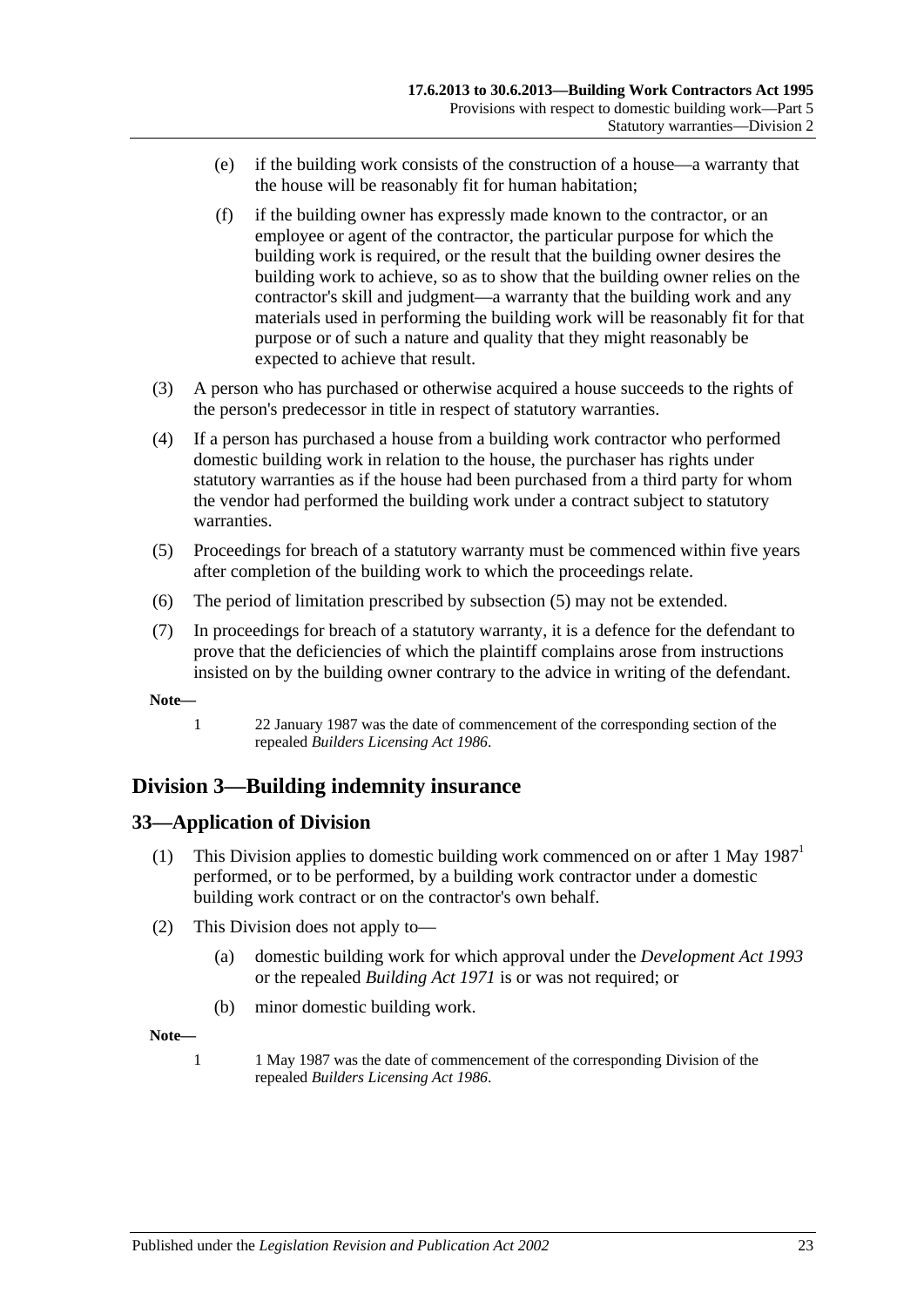(e) if the building work consists of the construction of a house—a warranty that the house will be reasonably fit for human habitation;

(f) if the building owner has expressly made known to the contractor, or an employee or agent of the contractor, the particular purpose for which the building work is required, or the result that the building owner desires the building work to achieve, so as to show that the building owner relies on the contractor's skill and judgment—a warranty that the building work and any materials used in performing the building work will be reasonably fit for that purpose or of such a nature and quality that they might reasonably be expected to achieve that result.

(3) A person who has purchased or otherwise acquired a house succeeds to the rights of the person's predecessor in title in respect of statutory warranties.

(4) If a person has purchased a house from a building work contractor who performed domestic building work in relation to the house, the purchaser has rights under statutory warranties as if the house had been purchased from a third party for whom the vendor had performed the building work under a contract subject to statutory warranties.

(5) Proceedings for breach of a statutory warranty must be commenced within five years after completion of the building work to which the proceedings relate.

(6) The period of limitation prescribed by subsection (5) may not be extended.

(7) In proceedings for breach of a statutory warranty, it is a defence for the defendant to prove that the deficiencies of which the plaintiff complains arose from instructions insisted on by the building owner contrary to the advice in writing of the defendant.

**Note—**

1 22 January 1987 was the date of commencement of the corresponding section of the repealed *Builders Licensing Act 1986*.

## Division 3—Building indemnity insurance

### 33—Application of Division

(1) This Division applies to domestic building work commenced on or after 1 May 1987[1] performed, or to be performed, by a building work contractor under a domestic building work contract or on the contractor's own behalf.

(2) This Division does not apply to—

(a) domestic building work for which approval under the *Development Act 1993* or the repealed *Building Act 1971* is or was not required; or

(b) minor domestic building work.

**Note—**

1 1 May 1987 was the date of commencement of the corresponding Division of the repealed *Builders Licensing Act 1986*.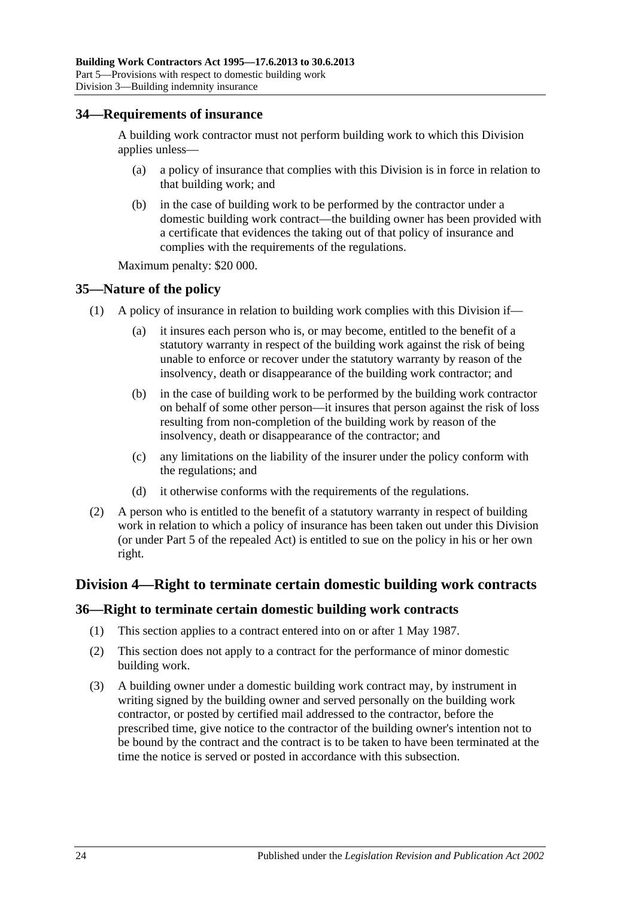## 34—Requirements of insurance

A building work contractor must not perform building work to which this Division applies unless—

- (a) a policy of insurance that complies with this Division is in force in relation to that building work; and
- (b) in the case of building work to be performed by the contractor under a domestic building work contract—the building owner has been provided with a certificate that evidences the taking out of that policy of insurance and complies with the requirements of the regulations.

Maximum penalty: $20 000.

## 35—Nature of the policy

(1) A policy of insurance in relation to building work complies with this Division if—

- (a) it insures each person who is, or may become, entitled to the benefit of a statutory warranty in respect of the building work against the risk of being unable to enforce or recover under the statutory warranty by reason of the insolvency, death or disappearance of the building work contractor; and
- (b) in the case of building work to be performed by the building work contractor on behalf of some other person—it insures that person against the risk of loss resulting from non-completion of the building work by reason of the insolvency, death or disappearance of the contractor; and
- (c) any limitations on the liability of the insurer under the policy conform with the regulations; and
- (d) it otherwise conforms with the requirements of the regulations.

(2) A person who is entitled to the benefit of a statutory warranty in respect of building work in relation to which a policy of insurance has been taken out under this Division (or under Part 5 of the repealed Act) is entitled to sue on the policy in his or her own right.

# Division 4—Right to terminate certain domestic building work contracts

## 36—Right to terminate certain domestic building work contracts

(1) This section applies to a contract entered into on or after 1 May 1987.

(2) This section does not apply to a contract for the performance of minor domestic building work.

(3) A building owner under a domestic building work contract may, by instrument in writing signed by the building owner and served personally on the building work contractor, or posted by certified mail addressed to the contractor, before the prescribed time, give notice to the contractor of the building owner's intention not to be bound by the contract and the contract is to be taken to have been terminated at the time the notice is served or posted in accordance with this subsection.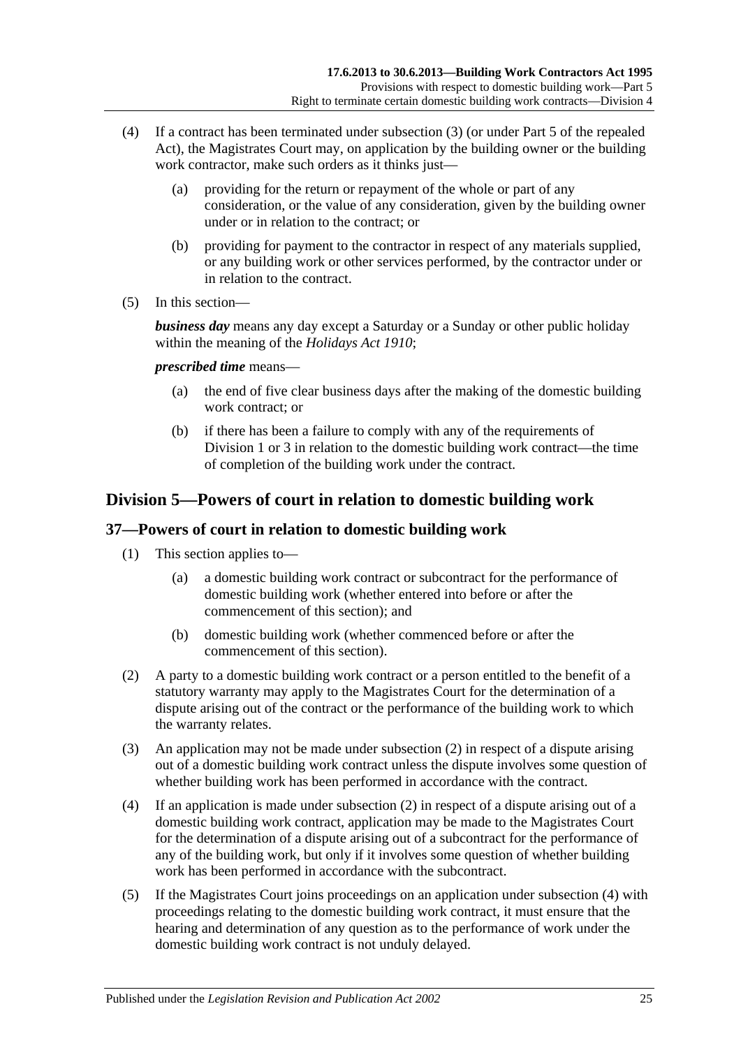(4) If a contract has been terminated under subsection (3) (or under Part 5 of the repealed Act), the Magistrates Court may, on application by the building owner or the building work contractor, make such orders as it thinks just—

(a) providing for the return or repayment of the whole or part of any consideration, or the value of any consideration, given by the building owner under or in relation to the contract; or

(b) providing for payment to the contractor in respect of any materials supplied, or any building work or other services performed, by the contractor under or in relation to the contract.

(5) In this section—

***business day*** means any day except a Saturday or a Sunday or other public holiday within the meaning of the *Holidays Act 1910*;

***prescribed time*** means—

(a) the end of five clear business days after the making of the domestic building work contract; or

(b) if there has been a failure to comply with any of the requirements of Division 1 or 3 in relation to the domestic building work contract—the time of completion of the building work under the contract.

## Division 5—Powers of court in relation to domestic building work

### 37—Powers of court in relation to domestic building work

(1) This section applies to—

(a) a domestic building work contract or subcontract for the performance of domestic building work (whether entered into before or after the commencement of this section); and

(b) domestic building work (whether commenced before or after the commencement of this section).

(2) A party to a domestic building work contract or a person entitled to the benefit of a statutory warranty may apply to the Magistrates Court for the determination of a dispute arising out of the contract or the performance of the building work to which the warranty relates.

(3) An application may not be made under subsection (2) in respect of a dispute arising out of a domestic building work contract unless the dispute involves some question of whether building work has been performed in accordance with the contract.

(4) If an application is made under subsection (2) in respect of a dispute arising out of a domestic building work contract, application may be made to the Magistrates Court for the determination of a dispute arising out of a subcontract for the performance of any of the building work, but only if it involves some question of whether building work has been performed in accordance with the subcontract.

(5) If the Magistrates Court joins proceedings on an application under subsection (4) with proceedings relating to the domestic building work contract, it must ensure that the hearing and determination of any question as to the performance of work under the domestic building work contract is not unduly delayed.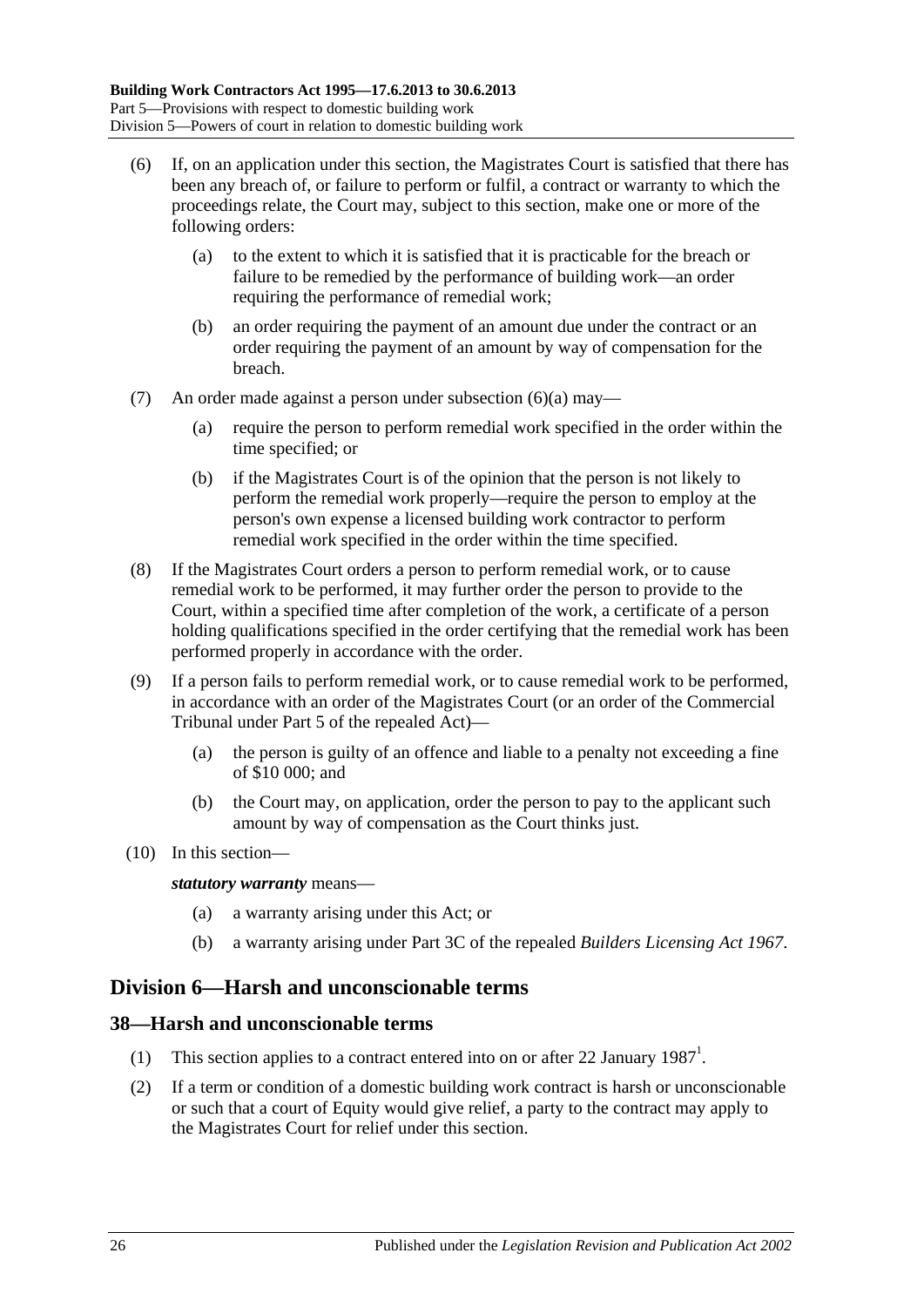(6) If, on an application under this section, the Magistrates Court is satisfied that there has been any breach of, or failure to perform or fulfil, a contract or warranty to which the proceedings relate, the Court may, subject to this section, make one or more of the following orders:

(a) to the extent to which it is satisfied that it is practicable for the breach or failure to be remedied by the performance of building work—an order requiring the performance of remedial work;

(b) an order requiring the payment of an amount due under the contract or an order requiring the payment of an amount by way of compensation for the breach.

(7) An order made against a person under subsection (6)(a) may—

(a) require the person to perform remedial work specified in the order within the time specified; or

(b) if the Magistrates Court is of the opinion that the person is not likely to perform the remedial work properly—require the person to employ at the person's own expense a licensed building work contractor to perform remedial work specified in the order within the time specified.

(8) If the Magistrates Court orders a person to perform remedial work, or to cause remedial work to be performed, it may further order the person to provide to the Court, within a specified time after completion of the work, a certificate of a person holding qualifications specified in the order certifying that the remedial work has been performed properly in accordance with the order.

(9) If a person fails to perform remedial work, or to cause remedial work to be performed, in accordance with an order of the Magistrates Court (or an order of the Commercial Tribunal under Part 5 of the repealed Act)—

(a) the person is guilty of an offence and liable to a penalty not exceeding a fine of $10 000; and

(b) the Court may, on application, order the person to pay to the applicant such amount by way of compensation as the Court thinks just.

(10) In this section—

***statutory warranty*** means—

(a) a warranty arising under this Act; or

(b) a warranty arising under Part 3C of the repealed *Builders Licensing Act 1967*.

## Division 6—Harsh and unconscionable terms

### 38—Harsh and unconscionable terms

(1) This section applies to a contract entered into on or after 22 January 1987[1].

(2) If a term or condition of a domestic building work contract is harsh or unconscionable or such that a court of Equity would give relief, a party to the contract may apply to the Magistrates Court for relief under this section.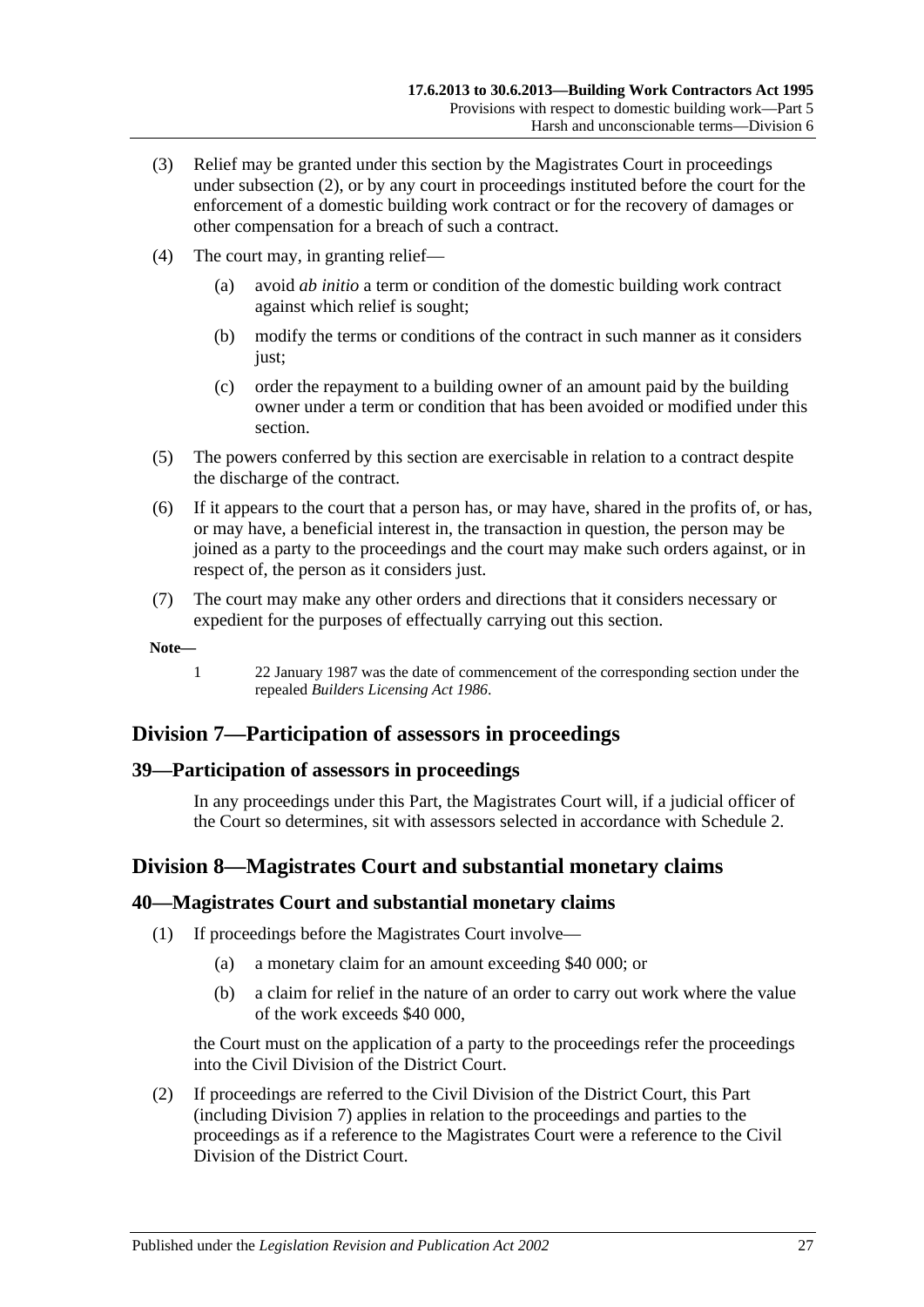(3) Relief may be granted under this section by the Magistrates Court in proceedings under subsection (2), or by any court in proceedings instituted before the court for the enforcement of a domestic building work contract or for the recovery of damages or other compensation for a breach of such a contract.

(4) The court may, in granting relief—

(a) avoid *ab initio* a term or condition of the domestic building work contract against which relief is sought;

(b) modify the terms or conditions of the contract in such manner as it considers just;

(c) order the repayment to a building owner of an amount paid by the building owner under a term or condition that has been avoided or modified under this section.

(5) The powers conferred by this section are exercisable in relation to a contract despite the discharge of the contract.

(6) If it appears to the court that a person has, or may have, shared in the profits of, or has, or may have, a beneficial interest in, the transaction in question, the person may be joined as a party to the proceedings and the court may make such orders against, or in respect of, the person as it considers just.

(7) The court may make any other orders and directions that it considers necessary or expedient for the purposes of effectually carrying out this section.

**Note—**

1 22 January 1987 was the date of commencement of the corresponding section under the repealed *Builders Licensing Act 1986*.

## Division 7—Participation of assessors in proceedings

### 39—Participation of assessors in proceedings

In any proceedings under this Part, the Magistrates Court will, if a judicial officer of the Court so determines, sit with assessors selected in accordance with Schedule 2.

## Division 8—Magistrates Court and substantial monetary claims

### 40—Magistrates Court and substantial monetary claims

(1) If proceedings before the Magistrates Court involve—

(a) a monetary claim for an amount exceeding $40 000; or

(b) a claim for relief in the nature of an order to carry out work where the value of the work exceeds $40 000,

the Court must on the application of a party to the proceedings refer the proceedings into the Civil Division of the District Court.

(2) If proceedings are referred to the Civil Division of the District Court, this Part (including Division 7) applies in relation to the proceedings and parties to the proceedings as if a reference to the Magistrates Court were a reference to the Civil Division of the District Court.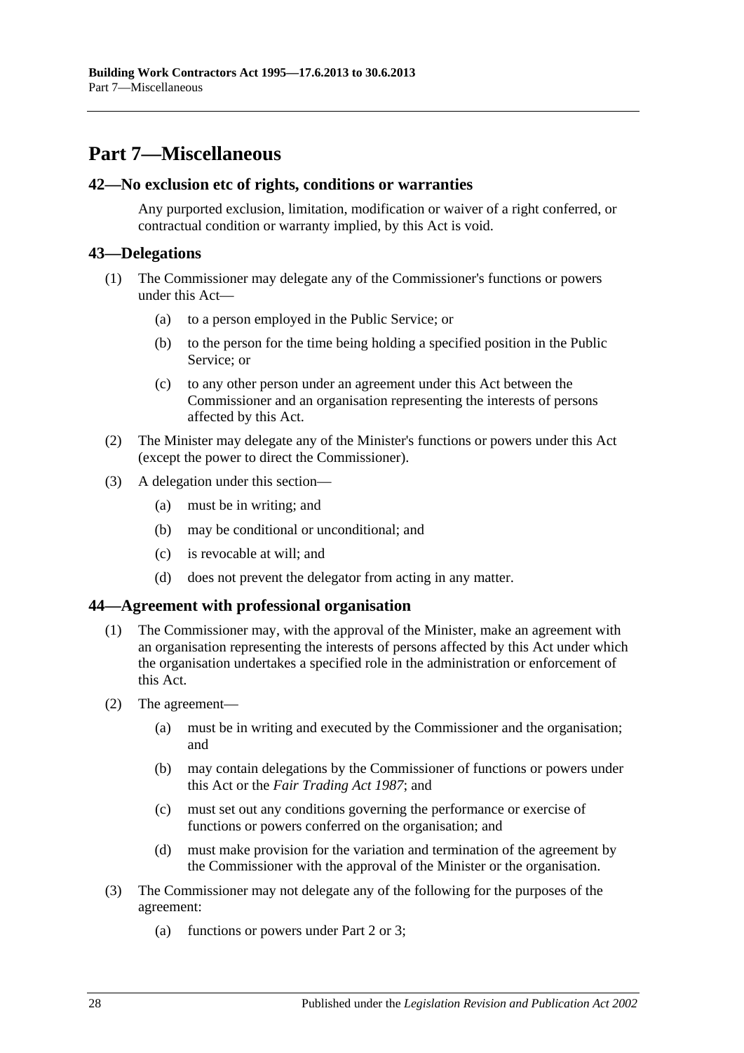# Part 7—Miscellaneous

## 42—No exclusion etc of rights, conditions or warranties

Any purported exclusion, limitation, modification or waiver of a right conferred, or contractual condition or warranty implied, by this Act is void.

## 43—Delegations

(1) The Commissioner may delegate any of the Commissioner's functions or powers under this Act—

(a) to a person employed in the Public Service; or

(b) to the person for the time being holding a specified position in the Public Service; or

(c) to any other person under an agreement under this Act between the Commissioner and an organisation representing the interests of persons affected by this Act.

(2) The Minister may delegate any of the Minister's functions or powers under this Act (except the power to direct the Commissioner).

(3) A delegation under this section—

(a) must be in writing; and

(b) may be conditional or unconditional; and

(c) is revocable at will; and

(d) does not prevent the delegator from acting in any matter.

## 44—Agreement with professional organisation

(1) The Commissioner may, with the approval of the Minister, make an agreement with an organisation representing the interests of persons affected by this Act under which the organisation undertakes a specified role in the administration or enforcement of this Act.

(2) The agreement—

(a) must be in writing and executed by the Commissioner and the organisation; and

(b) may contain delegations by the Commissioner of functions or powers under this Act or the *Fair Trading Act 1987*; and

(c) must set out any conditions governing the performance or exercise of functions or powers conferred on the organisation; and

(d) must make provision for the variation and termination of the agreement by the Commissioner with the approval of the Minister or the organisation.

(3) The Commissioner may not delegate any of the following for the purposes of the agreement:

(a) functions or powers under Part 2 or 3;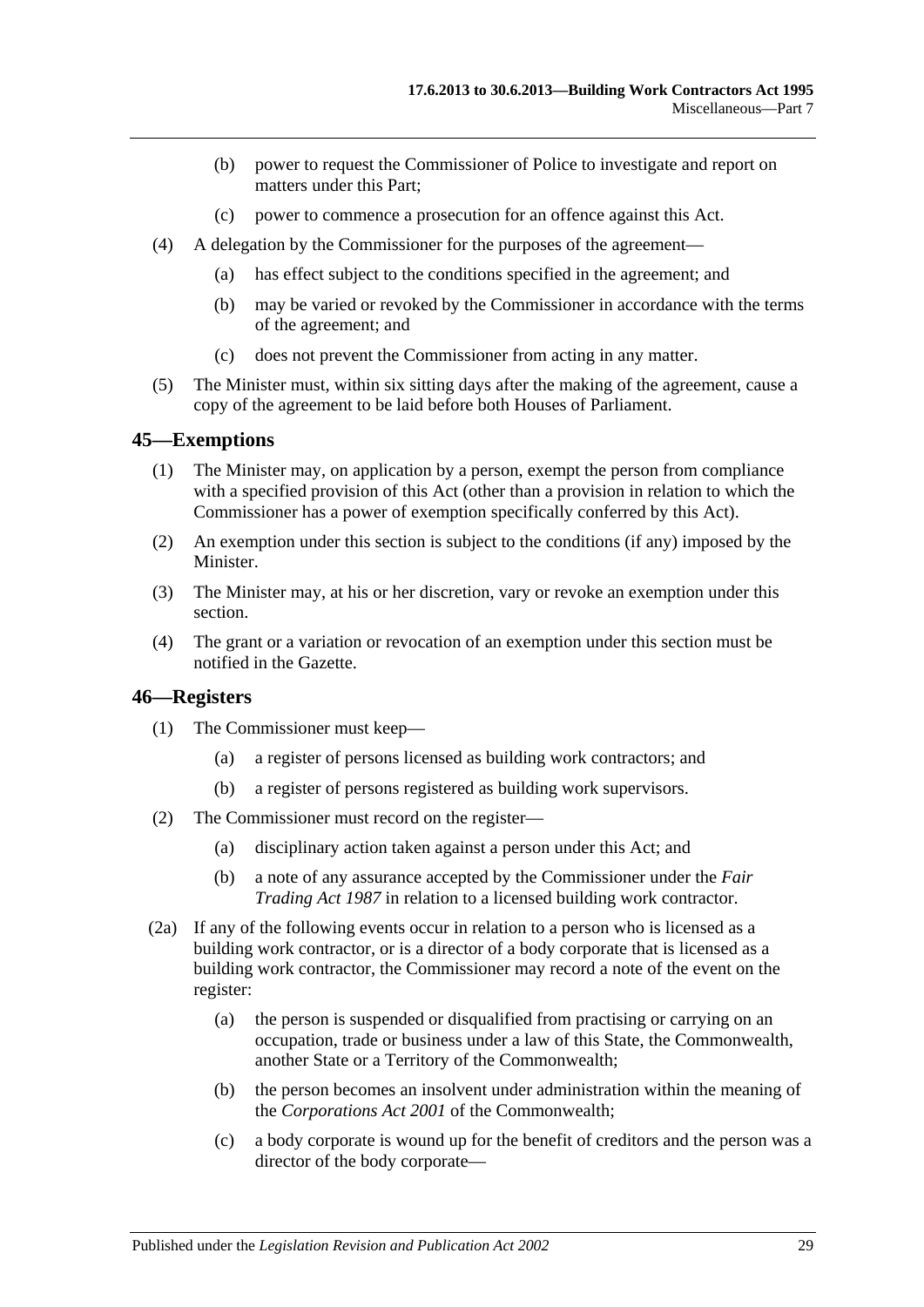(b) power to request the Commissioner of Police to investigate and report on matters under this Part;

(c) power to commence a prosecution for an offence against this Act.

(4) A delegation by the Commissioner for the purposes of the agreement—

(a) has effect subject to the conditions specified in the agreement; and

(b) may be varied or revoked by the Commissioner in accordance with the terms of the agreement; and

(c) does not prevent the Commissioner from acting in any matter.

(5) The Minister must, within six sitting days after the making of the agreement, cause a copy of the agreement to be laid before both Houses of Parliament.

## 45—Exemptions

(1) The Minister may, on application by a person, exempt the person from compliance with a specified provision of this Act (other than a provision in relation to which the Commissioner has a power of exemption specifically conferred by this Act).

(2) An exemption under this section is subject to the conditions (if any) imposed by the Minister.

(3) The Minister may, at his or her discretion, vary or revoke an exemption under this section.

(4) The grant or a variation or revocation of an exemption under this section must be notified in the Gazette.

## 46—Registers

(1) The Commissioner must keep—

(a) a register of persons licensed as building work contractors; and

(b) a register of persons registered as building work supervisors.

(2) The Commissioner must record on the register—

(a) disciplinary action taken against a person under this Act; and

(b) a note of any assurance accepted by the Commissioner under the *Fair Trading Act 1987* in relation to a licensed building work contractor.

(2a) If any of the following events occur in relation to a person who is licensed as a building work contractor, or is a director of a body corporate that is licensed as a building work contractor, the Commissioner may record a note of the event on the register:

(a) the person is suspended or disqualified from practising or carrying on an occupation, trade or business under a law of this State, the Commonwealth, another State or a Territory of the Commonwealth;

(b) the person becomes an insolvent under administration within the meaning of the *Corporations Act 2001* of the Commonwealth;

(c) a body corporate is wound up for the benefit of creditors and the person was a director of the body corporate—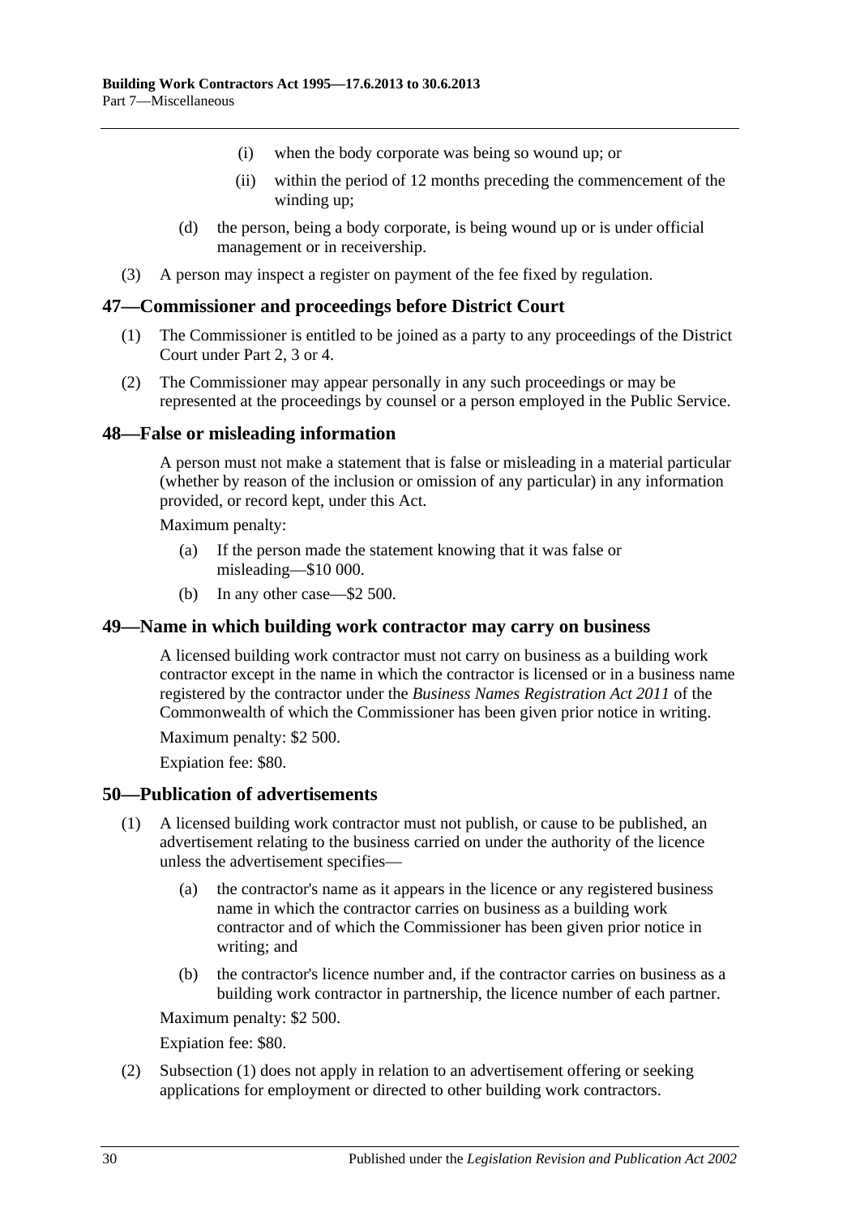(i) when the body corporate was being so wound up; or

(ii) within the period of 12 months preceding the commencement of the winding up;

(d) the person, being a body corporate, is being wound up or is under official management or in receivership.

(3) A person may inspect a register on payment of the fee fixed by regulation.

## 47—Commissioner and proceedings before District Court

(1) The Commissioner is entitled to be joined as a party to any proceedings of the District Court under Part 2, 3 or 4.

(2) The Commissioner may appear personally in any such proceedings or may be represented at the proceedings by counsel or a person employed in the Public Service.

## 48—False or misleading information

A person must not make a statement that is false or misleading in a material particular (whether by reason of the inclusion or omission of any particular) in any information provided, or record kept, under this Act.

Maximum penalty:

(a) If the person made the statement knowing that it was false or misleading—$10 000.

(b) In any other case—$2 500.

## 49—Name in which building work contractor may carry on business

A licensed building work contractor must not carry on business as a building work contractor except in the name in which the contractor is licensed or in a business name registered by the contractor under the *Business Names Registration Act 2011* of the Commonwealth of which the Commissioner has been given prior notice in writing.

Maximum penalty: $2 500.

Expiation fee: $80.

## 50—Publication of advertisements

(1) A licensed building work contractor must not publish, or cause to be published, an advertisement relating to the business carried on under the authority of the licence unless the advertisement specifies—

(a) the contractor's name as it appears in the licence or any registered business name in which the contractor carries on business as a building work contractor and of which the Commissioner has been given prior notice in writing; and

(b) the contractor's licence number and, if the contractor carries on business as a building work contractor in partnership, the licence number of each partner.

Maximum penalty: $2 500.

Expiation fee: $80.

(2) Subsection (1) does not apply in relation to an advertisement offering or seeking applications for employment or directed to other building work contractors.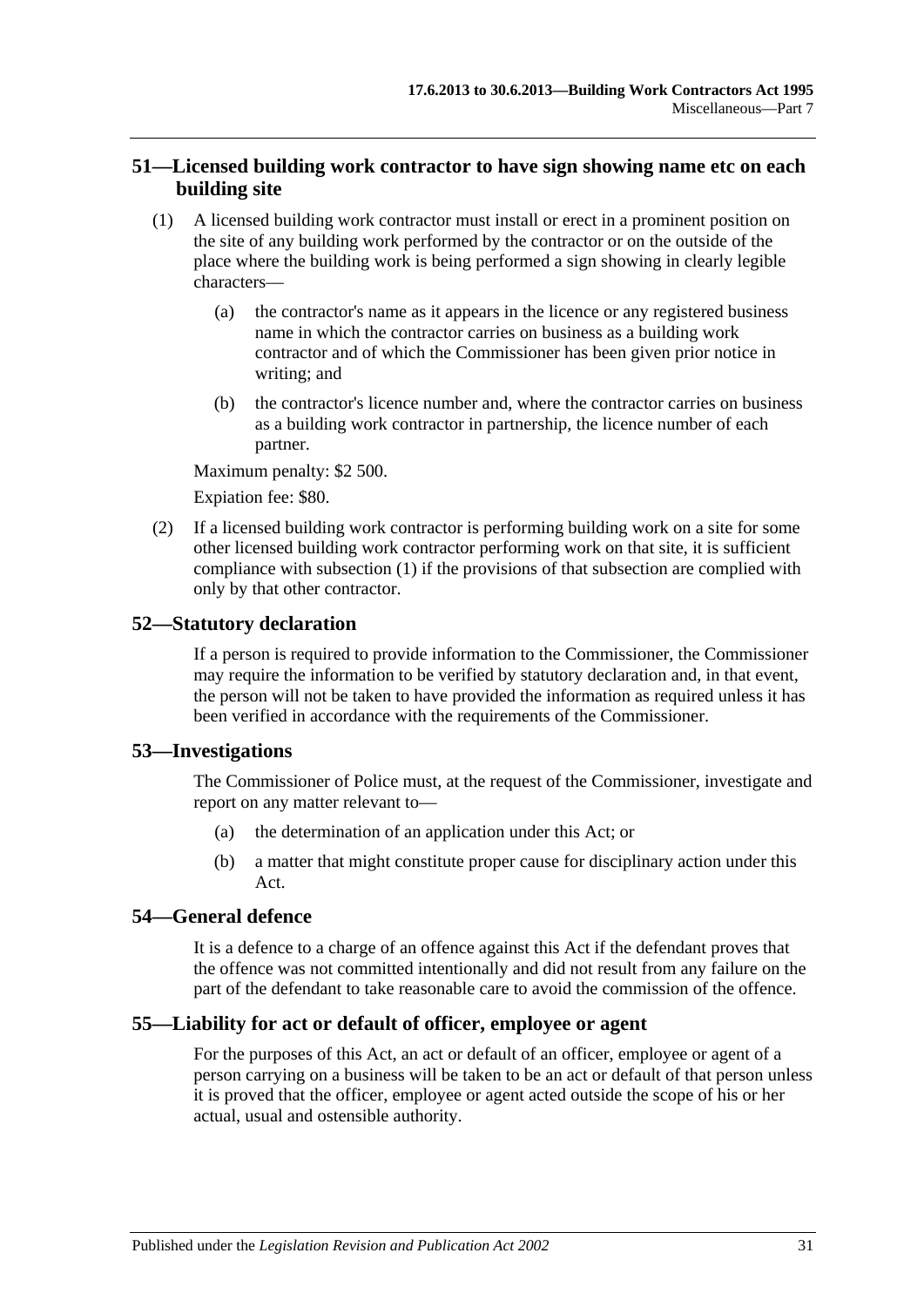## 51—Licensed building work contractor to have sign showing name etc on each building site

(1) A licensed building work contractor must install or erect in a prominent position on the site of any building work performed by the contractor or on the outside of the place where the building work is being performed a sign showing in clearly legible characters—

(a) the contractor's name as it appears in the licence or any registered business name in which the contractor carries on business as a building work contractor and of which the Commissioner has been given prior notice in writing; and

(b) the contractor's licence number and, where the contractor carries on business as a building work contractor in partnership, the licence number of each partner.

Maximum penalty: $2 500.

Expiation fee: $80.

(2) If a licensed building work contractor is performing building work on a site for some other licensed building work contractor performing work on that site, it is sufficient compliance with subsection (1) if the provisions of that subsection are complied with only by that other contractor.

## 52—Statutory declaration

If a person is required to provide information to the Commissioner, the Commissioner may require the information to be verified by statutory declaration and, in that event, the person will not be taken to have provided the information as required unless it has been verified in accordance with the requirements of the Commissioner.

## 53—Investigations

The Commissioner of Police must, at the request of the Commissioner, investigate and report on any matter relevant to—

(a) the determination of an application under this Act; or

(b) a matter that might constitute proper cause for disciplinary action under this Act.

## 54—General defence

It is a defence to a charge of an offence against this Act if the defendant proves that the offence was not committed intentionally and did not result from any failure on the part of the defendant to take reasonable care to avoid the commission of the offence.

## 55—Liability for act or default of officer, employee or agent

For the purposes of this Act, an act or default of an officer, employee or agent of a person carrying on a business will be taken to be an act or default of that person unless it is proved that the officer, employee or agent acted outside the scope of his or her actual, usual and ostensible authority.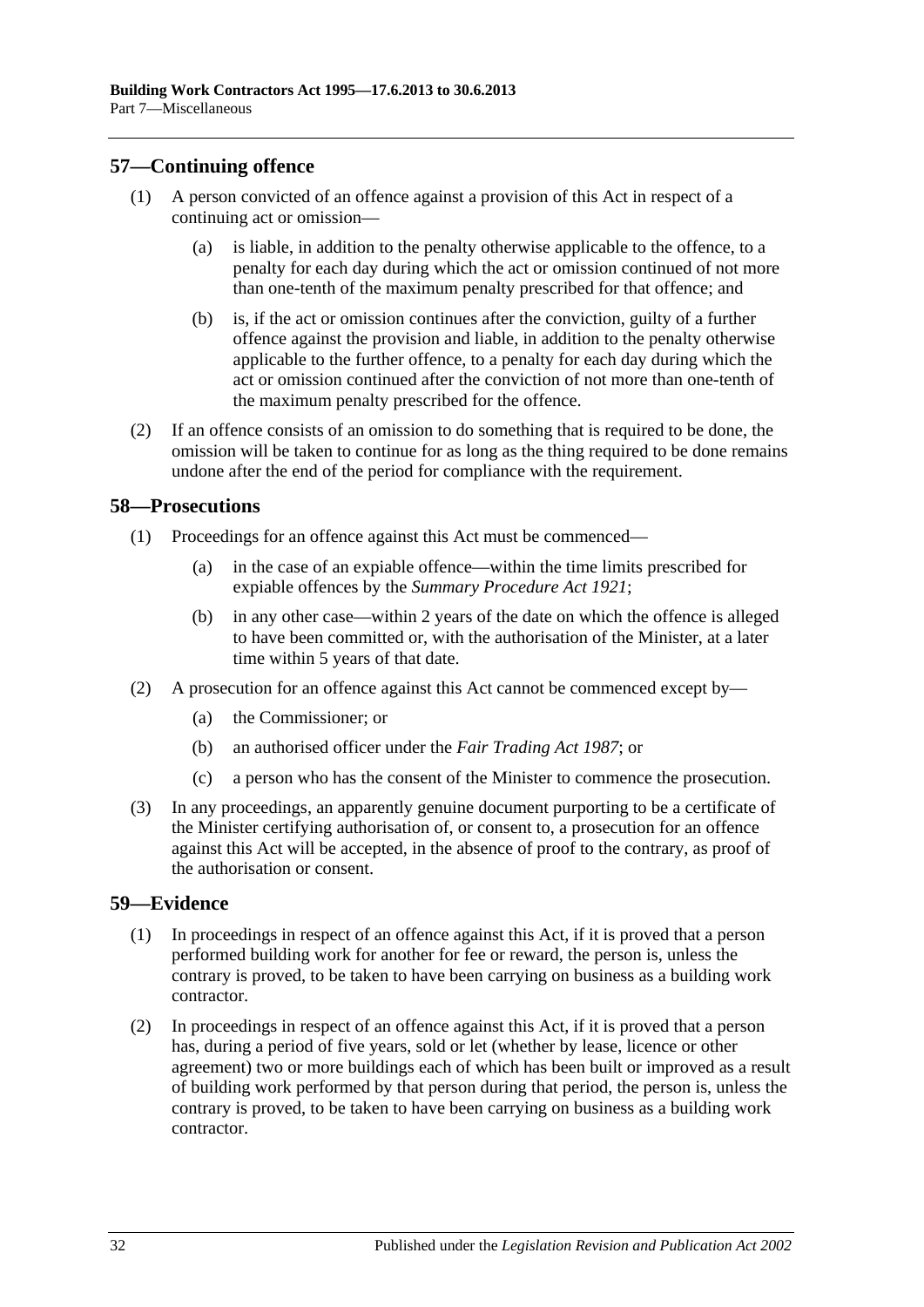## 57—Continuing offence

(1) A person convicted of an offence against a provision of this Act in respect of a continuing act or omission—

(a) is liable, in addition to the penalty otherwise applicable to the offence, to a penalty for each day during which the act or omission continued of not more than one-tenth of the maximum penalty prescribed for that offence; and

(b) is, if the act or omission continues after the conviction, guilty of a further offence against the provision and liable, in addition to the penalty otherwise applicable to the further offence, to a penalty for each day during which the act or omission continued after the conviction of not more than one-tenth of the maximum penalty prescribed for the offence.

(2) If an offence consists of an omission to do something that is required to be done, the omission will be taken to continue for as long as the thing required to be done remains undone after the end of the period for compliance with the requirement.

## 58—Prosecutions

(1) Proceedings for an offence against this Act must be commenced—

(a) in the case of an expiable offence—within the time limits prescribed for expiable offences by the *Summary Procedure Act 1921*;

(b) in any other case—within 2 years of the date on which the offence is alleged to have been committed or, with the authorisation of the Minister, at a later time within 5 years of that date.

(2) A prosecution for an offence against this Act cannot be commenced except by—

(a) the Commissioner; or

(b) an authorised officer under the *Fair Trading Act 1987*; or

(c) a person who has the consent of the Minister to commence the prosecution.

(3) In any proceedings, an apparently genuine document purporting to be a certificate of the Minister certifying authorisation of, or consent to, a prosecution for an offence against this Act will be accepted, in the absence of proof to the contrary, as proof of the authorisation or consent.

## 59—Evidence

(1) In proceedings in respect of an offence against this Act, if it is proved that a person performed building work for another for fee or reward, the person is, unless the contrary is proved, to be taken to have been carrying on business as a building work contractor.

(2) In proceedings in respect of an offence against this Act, if it is proved that a person has, during a period of five years, sold or let (whether by lease, licence or other agreement) two or more buildings each of which has been built or improved as a result of building work performed by that person during that period, the person is, unless the contrary is proved, to be taken to have been carrying on business as a building work contractor.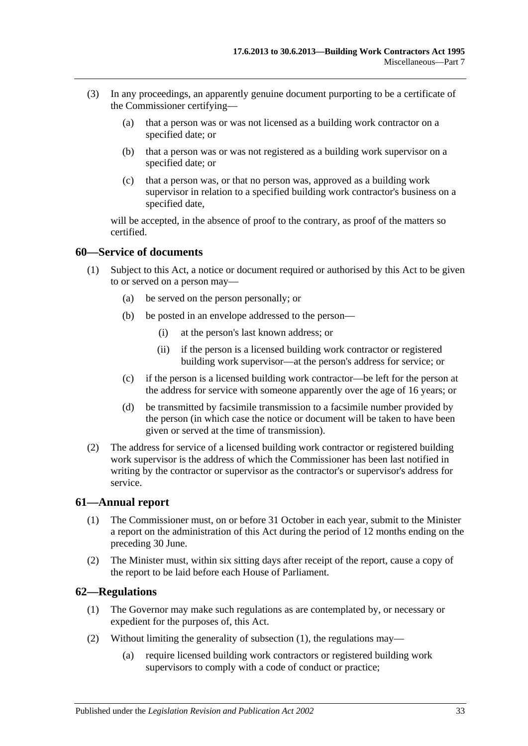(3) In any proceedings, an apparently genuine document purporting to be a certificate of the Commissioner certifying—

(a) that a person was or was not licensed as a building work contractor on a specified date; or

(b) that a person was or was not registered as a building work supervisor on a specified date; or

(c) that a person was, or that no person was, approved as a building work supervisor in relation to a specified building work contractor's business on a specified date,

will be accepted, in the absence of proof to the contrary, as proof of the matters so certified.

## 60—Service of documents

(1) Subject to this Act, a notice or document required or authorised by this Act to be given to or served on a person may—

(a) be served on the person personally; or

(b) be posted in an envelope addressed to the person—

(i) at the person's last known address; or

(ii) if the person is a licensed building work contractor or registered building work supervisor—at the person's address for service; or

(c) if the person is a licensed building work contractor—be left for the person at the address for service with someone apparently over the age of 16 years; or

(d) be transmitted by facsimile transmission to a facsimile number provided by the person (in which case the notice or document will be taken to have been given or served at the time of transmission).

(2) The address for service of a licensed building work contractor or registered building work supervisor is the address of which the Commissioner has been last notified in writing by the contractor or supervisor as the contractor's or supervisor's address for service.

## 61—Annual report

(1) The Commissioner must, on or before 31 October in each year, submit to the Minister a report on the administration of this Act during the period of 12 months ending on the preceding 30 June.

(2) The Minister must, within six sitting days after receipt of the report, cause a copy of the report to be laid before each House of Parliament.

## 62—Regulations

(1) The Governor may make such regulations as are contemplated by, or necessary or expedient for the purposes of, this Act.

(2) Without limiting the generality of subsection (1), the regulations may—

(a) require licensed building work contractors or registered building work supervisors to comply with a code of conduct or practice;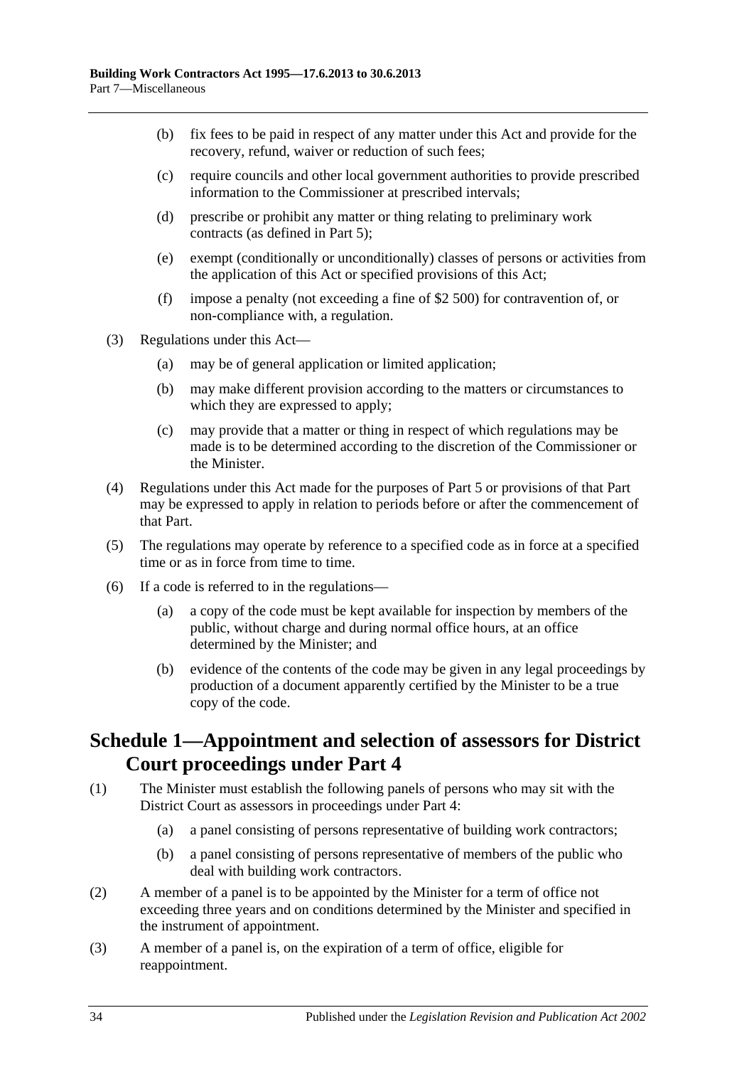(b) fix fees to be paid in respect of any matter under this Act and provide for the recovery, refund, waiver or reduction of such fees;

(c) require councils and other local government authorities to provide prescribed information to the Commissioner at prescribed intervals;

(d) prescribe or prohibit any matter or thing relating to preliminary work contracts (as defined in Part 5);

(e) exempt (conditionally or unconditionally) classes of persons or activities from the application of this Act or specified provisions of this Act;

(f) impose a penalty (not exceeding a fine of $2 500) for contravention of, or non-compliance with, a regulation.

(3) Regulations under this Act—

(a) may be of general application or limited application;

(b) may make different provision according to the matters or circumstances to which they are expressed to apply;

(c) may provide that a matter or thing in respect of which regulations may be made is to be determined according to the discretion of the Commissioner or the Minister.

(4) Regulations under this Act made for the purposes of Part 5 or provisions of that Part may be expressed to apply in relation to periods before or after the commencement of that Part.

(5) The regulations may operate by reference to a specified code as in force at a specified time or as in force from time to time.

(6) If a code is referred to in the regulations—

(a) a copy of the code must be kept available for inspection by members of the public, without charge and during normal office hours, at an office determined by the Minister; and

(b) evidence of the contents of the code may be given in any legal proceedings by production of a document apparently certified by the Minister to be a true copy of the code.

## Schedule 1—Appointment and selection of assessors for District Court proceedings under Part 4

(1) The Minister must establish the following panels of persons who may sit with the District Court as assessors in proceedings under Part 4:

(a) a panel consisting of persons representative of building work contractors;

(b) a panel consisting of persons representative of members of the public who deal with building work contractors.

(2) A member of a panel is to be appointed by the Minister for a term of office not exceeding three years and on conditions determined by the Minister and specified in the instrument of appointment.

(3) A member of a panel is, on the expiration of a term of office, eligible for reappointment.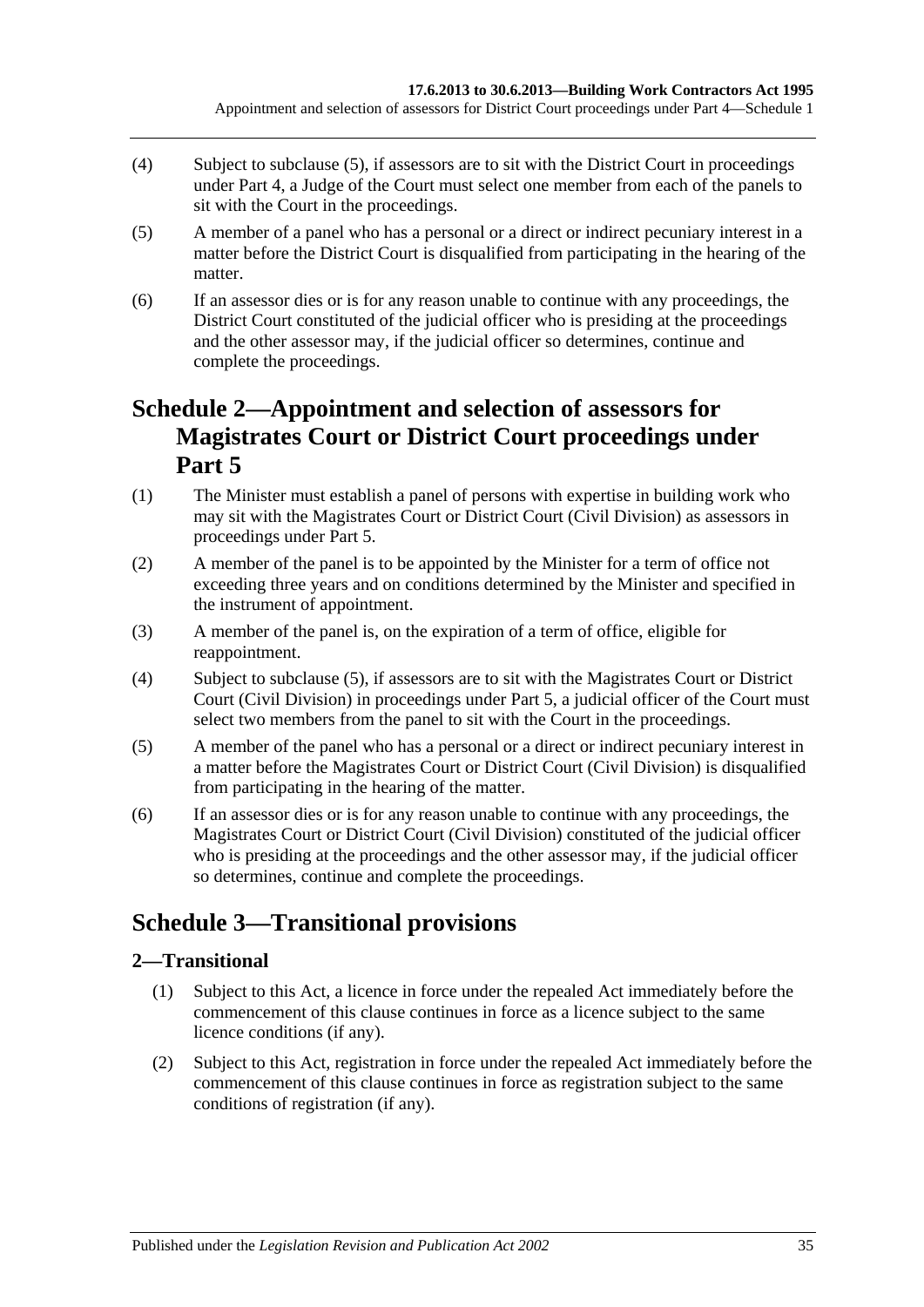(4) Subject to subclause (5), if assessors are to sit with the District Court in proceedings under Part 4, a Judge of the Court must select one member from each of the panels to sit with the Court in the proceedings.

(5) A member of a panel who has a personal or a direct or indirect pecuniary interest in a matter before the District Court is disqualified from participating in the hearing of the matter.

(6) If an assessor dies or is for any reason unable to continue with any proceedings, the District Court constituted of the judicial officer who is presiding at the proceedings and the other assessor may, if the judicial officer so determines, continue and complete the proceedings.

# Schedule 2—Appointment and selection of assessors for Magistrates Court or District Court proceedings under Part 5

(1) The Minister must establish a panel of persons with expertise in building work who may sit with the Magistrates Court or District Court (Civil Division) as assessors in proceedings under Part 5.

(2) A member of the panel is to be appointed by the Minister for a term of office not exceeding three years and on conditions determined by the Minister and specified in the instrument of appointment.

(3) A member of the panel is, on the expiration of a term of office, eligible for reappointment.

(4) Subject to subclause (5), if assessors are to sit with the Magistrates Court or District Court (Civil Division) in proceedings under Part 5, a judicial officer of the Court must select two members from the panel to sit with the Court in the proceedings.

(5) A member of the panel who has a personal or a direct or indirect pecuniary interest in a matter before the Magistrates Court or District Court (Civil Division) is disqualified from participating in the hearing of the matter.

(6) If an assessor dies or is for any reason unable to continue with any proceedings, the Magistrates Court or District Court (Civil Division) constituted of the judicial officer who is presiding at the proceedings and the other assessor may, if the judicial officer so determines, continue and complete the proceedings.

# Schedule 3—Transitional provisions

## 2—Transitional

(1) Subject to this Act, a licence in force under the repealed Act immediately before the commencement of this clause continues in force as a licence subject to the same licence conditions (if any).

(2) Subject to this Act, registration in force under the repealed Act immediately before the commencement of this clause continues in force as registration subject to the same conditions of registration (if any).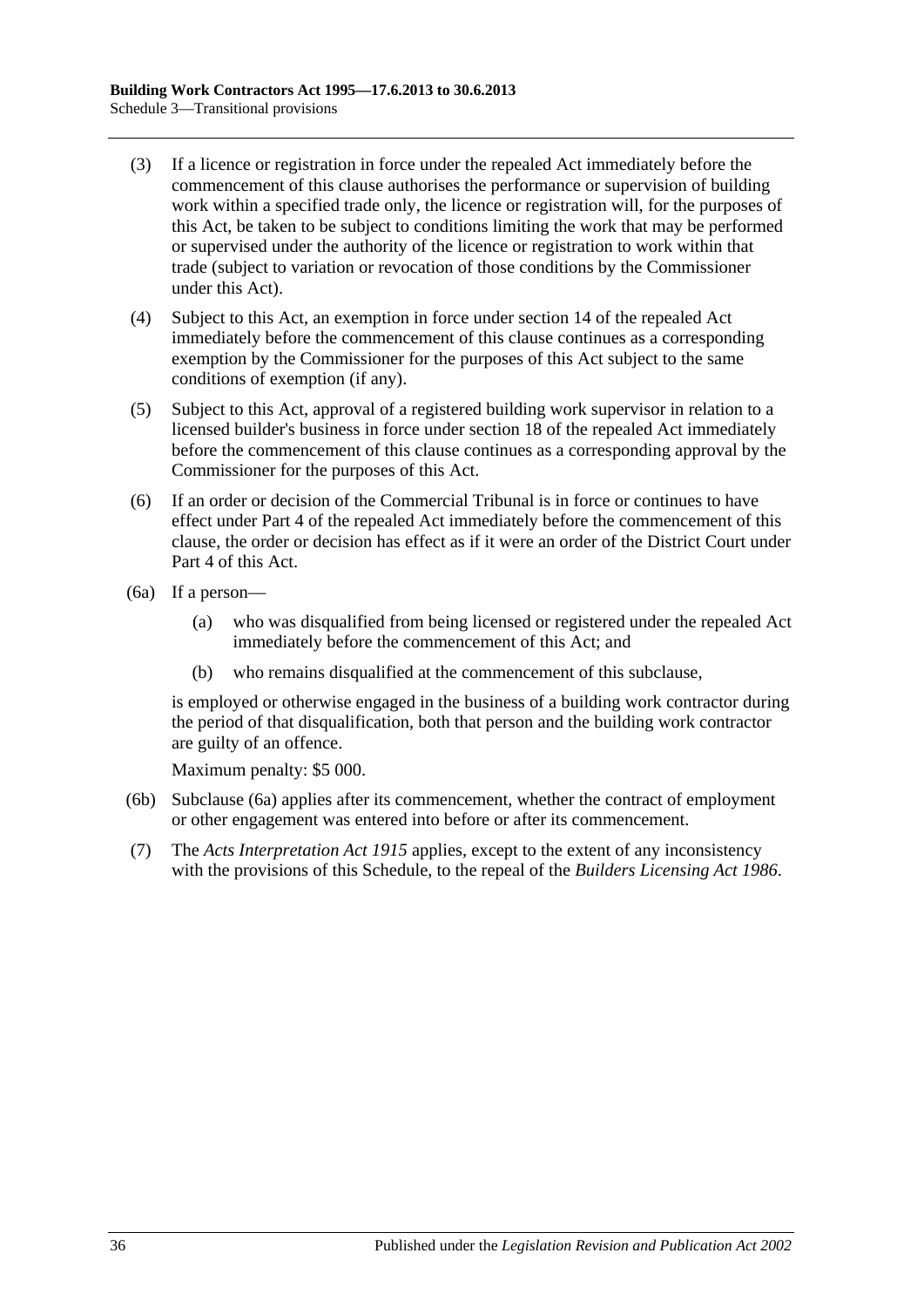(3) If a licence or registration in force under the repealed Act immediately before the commencement of this clause authorises the performance or supervision of building work within a specified trade only, the licence or registration will, for the purposes of this Act, be taken to be subject to conditions limiting the work that may be performed or supervised under the authority of the licence or registration to work within that trade (subject to variation or revocation of those conditions by the Commissioner under this Act).

(4) Subject to this Act, an exemption in force under section 14 of the repealed Act immediately before the commencement of this clause continues as a corresponding exemption by the Commissioner for the purposes of this Act subject to the same conditions of exemption (if any).

(5) Subject to this Act, approval of a registered building work supervisor in relation to a licensed builder's business in force under section 18 of the repealed Act immediately before the commencement of this clause continues as a corresponding approval by the Commissioner for the purposes of this Act.

(6) If an order or decision of the Commercial Tribunal is in force or continues to have effect under Part 4 of the repealed Act immediately before the commencement of this clause, the order or decision has effect as if it were an order of the District Court under Part 4 of this Act.

(6a) If a person—

(a) who was disqualified from being licensed or registered under the repealed Act immediately before the commencement of this Act; and

(b) who remains disqualified at the commencement of this subclause,

is employed or otherwise engaged in the business of a building work contractor during the period of that disqualification, both that person and the building work contractor are guilty of an offence.

Maximum penalty: $5 000.

(6b) Subclause (6a) applies after its commencement, whether the contract of employment or other engagement was entered into before or after its commencement.

(7) The *Acts Interpretation Act 1915* applies, except to the extent of any inconsistency with the provisions of this Schedule, to the repeal of the *Builders Licensing Act 1986*.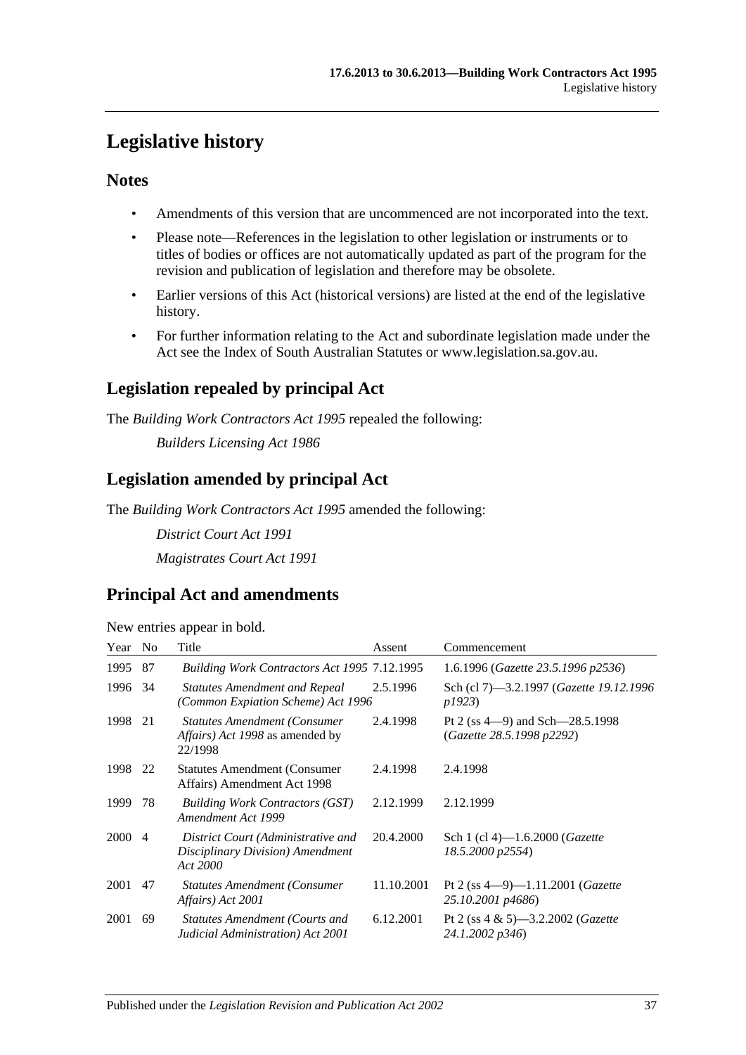# Legislative history

## Notes

- Amendments of this version that are uncommenced are not incorporated into the text.
- Please note—References in the legislation to other legislation or instruments or to titles of bodies or offices are not automatically updated as part of the program for the revision and publication of legislation and therefore may be obsolete.
- Earlier versions of this Act (historical versions) are listed at the end of the legislative history.
- For further information relating to the Act and subordinate legislation made under the Act see the Index of South Australian Statutes or www.legislation.sa.gov.au.

## Legislation repealed by principal Act

The *Building Work Contractors Act 1995* repealed the following:

*Builders Licensing Act 1986*

## Legislation amended by principal Act

The *Building Work Contractors Act 1995* amended the following:

*District Court Act 1991*

*Magistrates Court Act 1991*

## Principal Act and amendments

New entries appear in bold.

| Year | No | Title | Assent | Commencement |
|---|---|---|---|---|
| 1995 | 87 | *Building Work Contractors Act 1995* | 7.12.1995 | 1.6.1996 (*Gazette 23.5.1996 p2536*) |
| 1996 | 34 | *Statutes Amendment and Repeal (Common Expiation Scheme) Act 1996* | 2.5.1996 | Sch (cl 7)—3.2.1997 (*Gazette 19.12.1996 p1923*) |
| 1998 | 21 | *Statutes Amendment (Consumer Affairs) Act 1998* as amended by 22/1998 | 2.4.1998 | Pt 2 (ss 4—9) and Sch—28.5.1998 (*Gazette 28.5.1998 p2292*) |
| 1998 | 22 | Statutes Amendment (Consumer Affairs) Amendment Act 1998 | 2.4.1998 | 2.4.1998 |
| 1999 | 78 | *Building Work Contractors (GST) Amendment Act 1999* | 2.12.1999 | 2.12.1999 |
| 2000 | 4 | *District Court (Administrative and Disciplinary Division) Amendment Act 2000* | 20.4.2000 | Sch 1 (cl 4)—1.6.2000 (*Gazette 18.5.2000 p2554*) |
| 2001 | 47 | *Statutes Amendment (Consumer Affairs) Act 2001* | 11.10.2001 | Pt 2 (ss 4—9)—1.11.2001 (*Gazette 25.10.2001 p4686*) |
| 2001 | 69 | *Statutes Amendment (Courts and Judicial Administration) Act 2001* | 6.12.2001 | Pt 2 (ss 4 & 5)—3.2.2002 (*Gazette 24.1.2002 p346*) |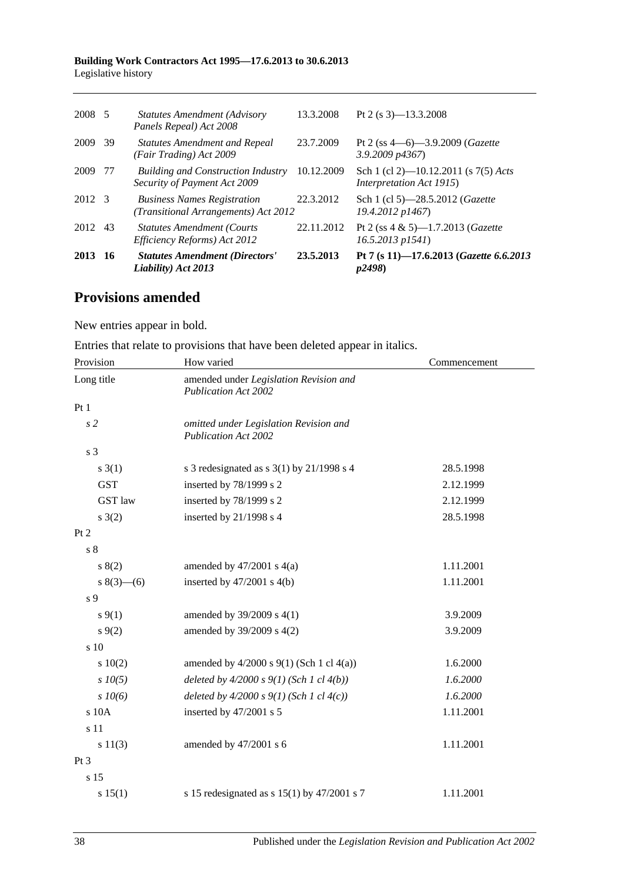| | | | | |
|---|---|---|---|---|
| 2008 | 5 | *Statutes Amendment (Advisory Panels Repeal) Act 2008* | 13.3.2008 | Pt 2 (s 3)—13.3.2008 |
| 2009 | 39 | *Statutes Amendment and Repeal (Fair Trading) Act 2009* | 23.7.2009 | Pt 2 (ss 4—6)—3.9.2009 (*Gazette 3.9.2009 p4367*) |
| 2009 | 77 | *Building and Construction Industry Security of Payment Act 2009* | 10.12.2009 | Sch 1 (cl 2)—10.12.2011 (s 7(5) *Acts Interpretation Act 1915*) |
| 2012 | 3 | *Business Names Registration (Transitional Arrangements) Act 2012* | 22.3.2012 | Sch 1 (cl 5)—28.5.2012 (*Gazette 19.4.2012 p1467*) |
| 2012 | 43 | *Statutes Amendment (Courts Efficiency Reforms) Act 2012* | 22.11.2012 | Pt 2 (ss 4 & 5)—1.7.2013 (*Gazette 16.5.2013 p1541*) |
| **2013** | **16** | ***Statutes Amendment (Directors' Liability) Act 2013*** | **23.5.2013** | **Pt 7 (s 11)—17.6.2013 (*Gazette 6.6.2013 p2498*)** |

## Provisions amended

New entries appear in bold.

Entries that relate to provisions that have been deleted appear in italics.

| Provision | How varied | Commencement |
|---|---|---|
| Long title | amended under *Legislation Revision and Publication Act 2002* | |
| Pt 1 | | |
| *s 2* | *omitted under Legislation Revision and Publication Act 2002* | |
| s 3 | | |
| s 3(1) | s 3 redesignated as s 3(1) by 21/1998 s 4 | 28.5.1998 |
| GST | inserted by 78/1999 s 2 | 2.12.1999 |
| GST law | inserted by 78/1999 s 2 | 2.12.1999 |
| s 3(2) | inserted by 21/1998 s 4 | 28.5.1998 |
| Pt 2 | | |
| s 8 | | |
| s 8(2) | amended by 47/2001 s 4(a) | 1.11.2001 |
| s 8(3)—(6) | inserted by 47/2001 s 4(b) | 1.11.2001 |
| s 9 | | |
| s 9(1) | amended by 39/2009 s 4(1) | 3.9.2009 |
| s 9(2) | amended by 39/2009 s 4(2) | 3.9.2009 |
| s 10 | | |
| s 10(2) | amended by 4/2000 s 9(1) (Sch 1 cl 4(a)) | 1.6.2000 |
| *s 10(5)* | *deleted by 4/2000 s 9(1) (Sch 1 cl 4(b))* | *1.6.2000* |
| *s 10(6)* | *deleted by 4/2000 s 9(1) (Sch 1 cl 4(c))* | *1.6.2000* |
| s 10A | inserted by 47/2001 s 5 | 1.11.2001 |
| s 11 | | |
| s 11(3) | amended by 47/2001 s 6 | 1.11.2001 |
| Pt 3 | | |
| s 15 | | |
| s 15(1) | s 15 redesignated as s 15(1) by 47/2001 s 7 | 1.11.2001 |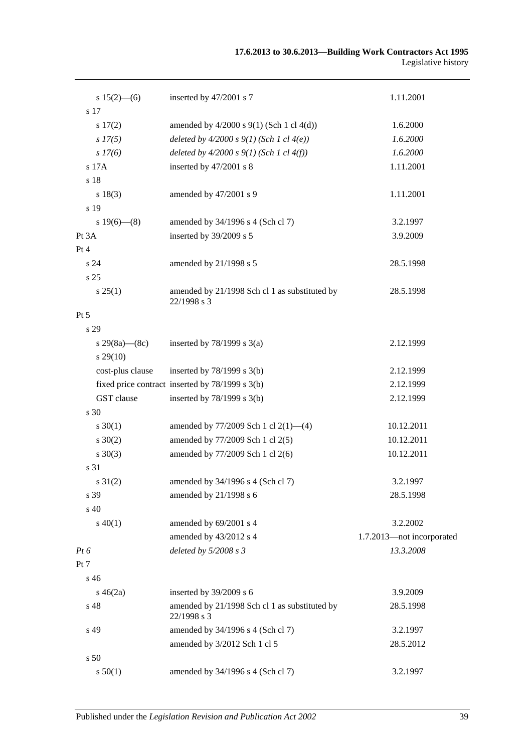| | | |
|---|---|---|
| s 15(2)—(6) | inserted by 47/2001 s 7 | 1.11.2001 |
| s 17 | | |
| s 17(2) | amended by 4/2000 s 9(1) (Sch 1 cl 4(d)) | 1.6.2000 |
| *s 17(5)* | *deleted by 4/2000 s 9(1) (Sch 1 cl 4(e))* | *1.6.2000* |
| *s 17(6)* | *deleted by 4/2000 s 9(1) (Sch 1 cl 4(f))* | *1.6.2000* |
| s 17A | inserted by 47/2001 s 8 | 1.11.2001 |
| s 18 | | |
| s 18(3) | amended by 47/2001 s 9 | 1.11.2001 |
| s 19 | | |
| s 19(6)—(8) | amended by 34/1996 s 4 (Sch cl 7) | 3.2.1997 |
| Pt 3A | inserted by 39/2009 s 5 | 3.9.2009 |
| Pt 4 | | |
| s 24 | amended by 21/1998 s 5 | 28.5.1998 |
| s 25 | | |
| s 25(1) | amended by 21/1998 Sch cl 1 as substituted by 22/1998 s 3 | 28.5.1998 |
| Pt 5 | | |
| s 29 | | |
| s 29(8a)—(8c) | inserted by 78/1999 s 3(a) | 2.12.1999 |
| s 29(10) | | |
| cost-plus clause | inserted by 78/1999 s 3(b) | 2.12.1999 |
| fixed price contract | inserted by 78/1999 s 3(b) | 2.12.1999 |
| GST clause | inserted by 78/1999 s 3(b) | 2.12.1999 |
| s 30 | | |
| s 30(1) | amended by 77/2009 Sch 1 cl 2(1)—(4) | 10.12.2011 |
| s 30(2) | amended by 77/2009 Sch 1 cl 2(5) | 10.12.2011 |
| s 30(3) | amended by 77/2009 Sch 1 cl 2(6) | 10.12.2011 |
| s 31 | | |
| s 31(2) | amended by 34/1996 s 4 (Sch cl 7) | 3.2.1997 |
| s 39 | amended by 21/1998 s 6 | 28.5.1998 |
| s 40 | | |
| s 40(1) | amended by 69/2001 s 4 | 3.2.2002 |
| | amended by 43/2012 s 4 | 1.7.2013—not incorporated |
| *Pt 6* | *deleted by 5/2008 s 3* | *13.3.2008* |
| Pt 7 | | |
| s 46 | | |
| s 46(2a) | inserted by 39/2009 s 6 | 3.9.2009 |
| s 48 | amended by 21/1998 Sch cl 1 as substituted by 22/1998 s 3 | 28.5.1998 |
| s 49 | amended by 34/1996 s 4 (Sch cl 7) | 3.2.1997 |
| | amended by 3/2012 Sch 1 cl 5 | 28.5.2012 |
| s 50 | | |
| s 50(1) | amended by 34/1996 s 4 (Sch cl 7) | 3.2.1997 |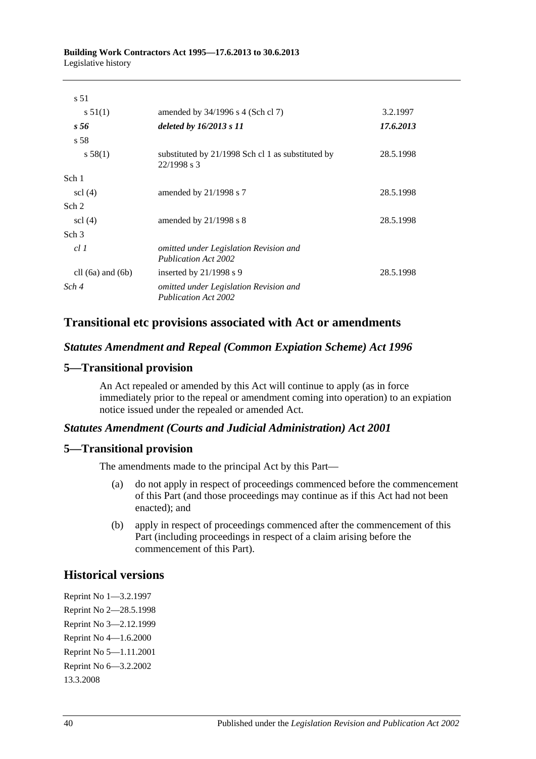| | | |
|---|---|---|
| s 51 | | |
| s 51(1) | amended by 34/1996 s 4 (Sch cl 7) | 3.2.1997 |
| ***s 56*** | ***deleted by 16/2013 s 11*** | ***17.6.2013*** |
| s 58 | | |
| s 58(1) | substituted by 21/1998 Sch cl 1 as substituted by 22/1998 s 3 | 28.5.1998 |
| Sch 1 | | |
| scl (4) | amended by 21/1998 s 7 | 28.5.1998 |
| Sch 2 | | |
| scl (4) | amended by 21/1998 s 8 | 28.5.1998 |
| Sch 3 | | |
| *cl 1* | *omitted under Legislation Revision and Publication Act 2002* | |
| cll (6a) and (6b) | inserted by 21/1998 s 9 | 28.5.1998 |
| *Sch 4* | *omitted under Legislation Revision and Publication Act 2002* | |

## Transitional etc provisions associated with Act or amendments

### *Statutes Amendment and Repeal (Common Expiation Scheme) Act 1996*

### 5—Transitional provision

An Act repealed or amended by this Act will continue to apply (as in force immediately prior to the repeal or amendment coming into operation) to an expiation notice issued under the repealed or amended Act.

### *Statutes Amendment (Courts and Judicial Administration) Act 2001*

### 5—Transitional provision

The amendments made to the principal Act by this Part—

(a) do not apply in respect of proceedings commenced before the commencement of this Part (and those proceedings may continue as if this Act had not been enacted); and

(b) apply in respect of proceedings commenced after the commencement of this Part (including proceedings in respect of a claim arising before the commencement of this Part).

## Historical versions

Reprint No 1—3.2.1997
Reprint No 2—28.5.1998
Reprint No 3—2.12.1999
Reprint No 4—1.6.2000
Reprint No 5—1.11.2001
Reprint No 6—3.2.2002
13.3.2008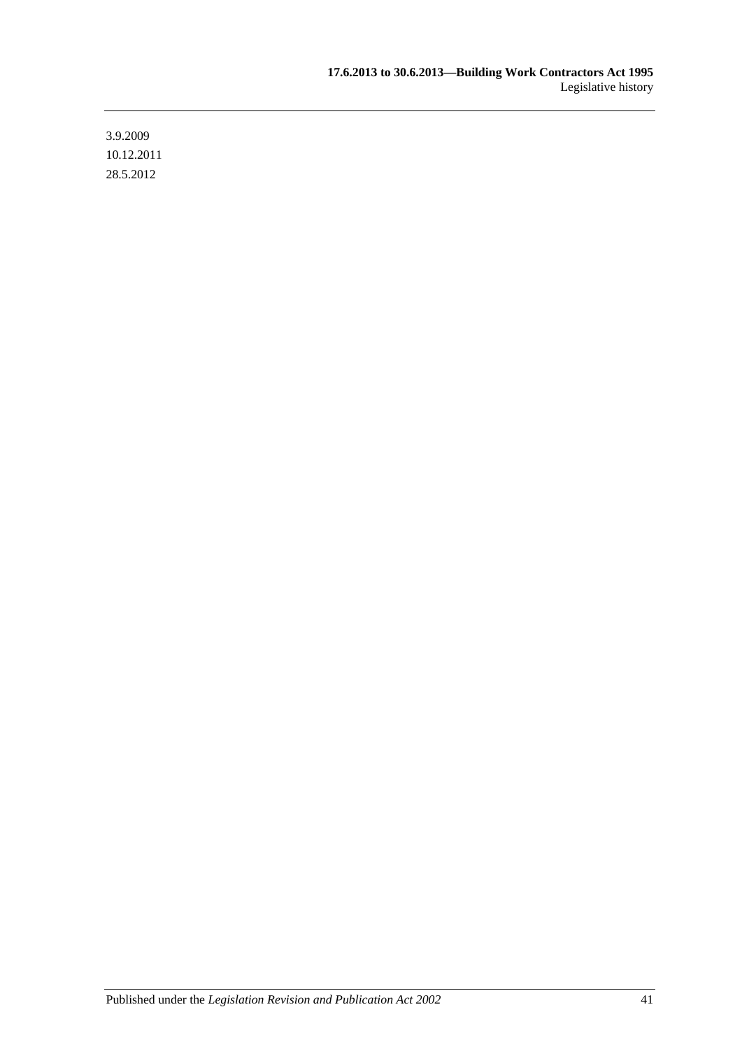3.9.2009
10.12.2011
28.5.2012